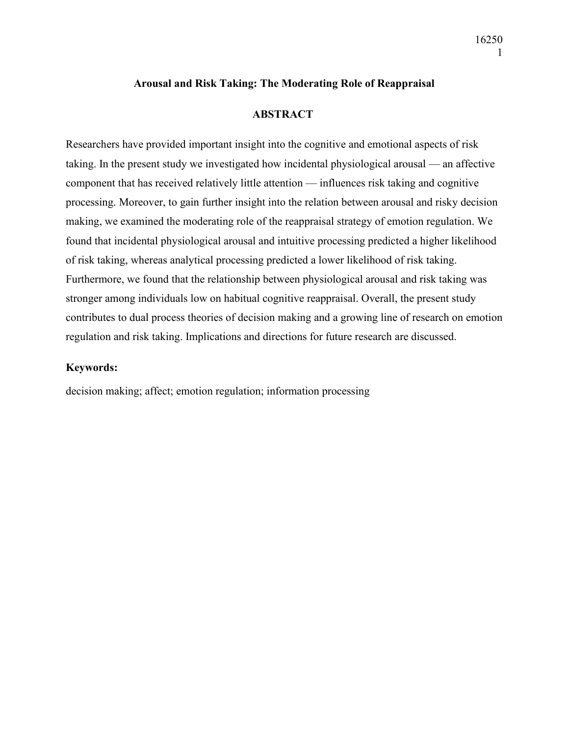# Arousal and Risk Taking: The Moderating Role of Reappraisal

## ABSTRACT

Researchers have provided important insight into the cognitive and emotional aspects of risk taking. In the present study we investigated how incidental physiological arousal — an affective component that has received relatively little attention — influences risk taking and cognitive processing. Moreover, to gain further insight into the relation between arousal and risky decision making, we examined the moderating role of the reappraisal strategy of emotion regulation. We found that incidental physiological arousal and intuitive processing predicted a higher likelihood of risk taking, whereas analytical processing predicted a lower likelihood of risk taking. Furthermore, we found that the relationship between physiological arousal and risk taking was stronger among individuals low on habitual cognitive reappraisal. Overall, the present study contributes to dual process theories of decision making and a growing line of research on emotion regulation and risk taking. Implications and directions for future research are discussed.

**Keywords:**

decision making; affect; emotion regulation; information processing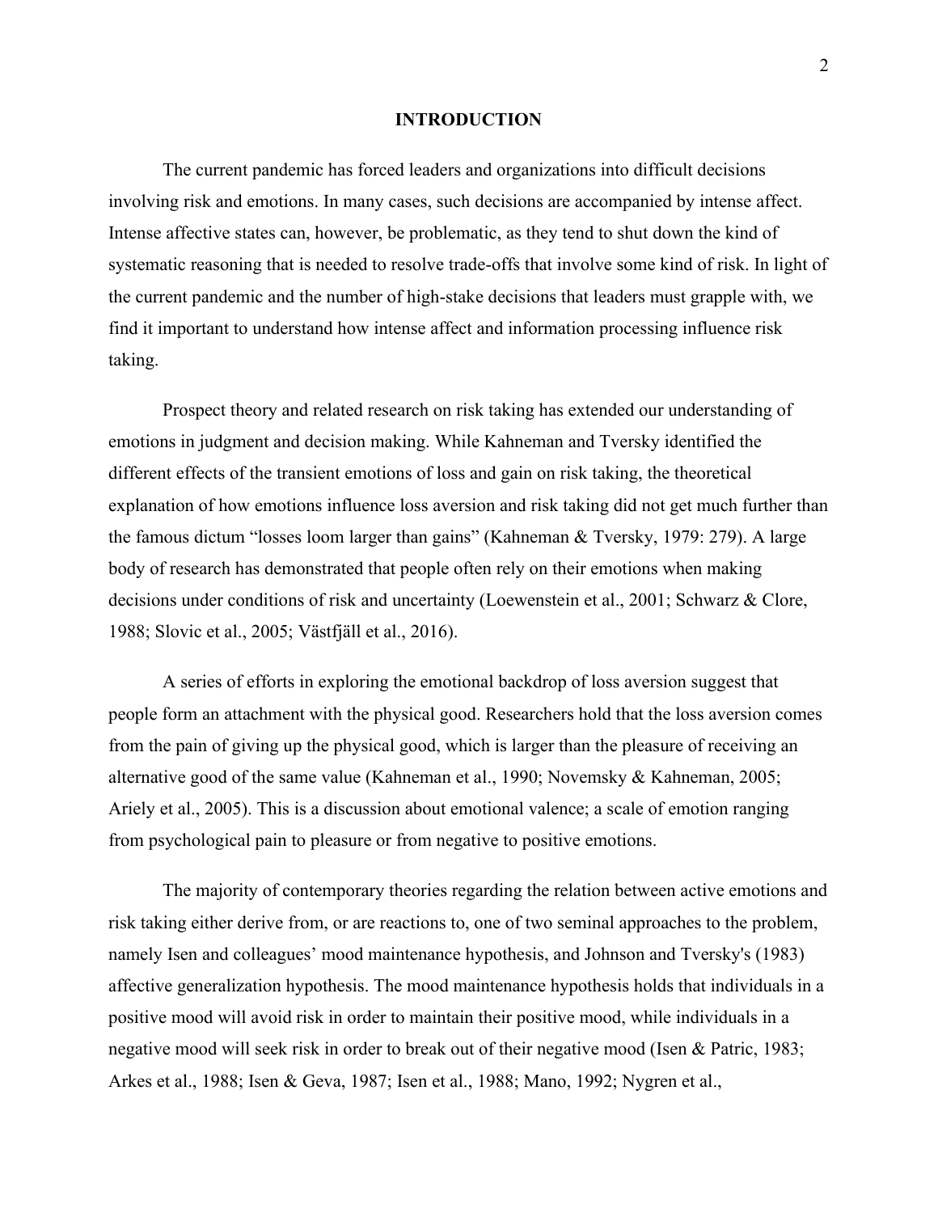# INTRODUCTION

The current pandemic has forced leaders and organizations into difficult decisions involving risk and emotions. In many cases, such decisions are accompanied by intense affect. Intense affective states can, however, be problematic, as they tend to shut down the kind of systematic reasoning that is needed to resolve trade-offs that involve some kind of risk. In light of the current pandemic and the number of high-stake decisions that leaders must grapple with, we find it important to understand how intense affect and information processing influence risk taking.

Prospect theory and related research on risk taking has extended our understanding of emotions in judgment and decision making. While Kahneman and Tversky identified the different effects of the transient emotions of loss and gain on risk taking, the theoretical explanation of how emotions influence loss aversion and risk taking did not get much further than the famous dictum "losses loom larger than gains" (Kahneman & Tversky, 1979: 279). A large body of research has demonstrated that people often rely on their emotions when making decisions under conditions of risk and uncertainty (Loewenstein et al., 2001; Schwarz & Clore, 1988; Slovic et al., 2005; Västfjäll et al., 2016).

A series of efforts in exploring the emotional backdrop of loss aversion suggest that people form an attachment with the physical good. Researchers hold that the loss aversion comes from the pain of giving up the physical good, which is larger than the pleasure of receiving an alternative good of the same value (Kahneman et al., 1990; Novemsky & Kahneman, 2005; Ariely et al., 2005). This is a discussion about emotional valence; a scale of emotion ranging from psychological pain to pleasure or from negative to positive emotions.

The majority of contemporary theories regarding the relation between active emotions and risk taking either derive from, or are reactions to, one of two seminal approaches to the problem, namely Isen and colleagues' mood maintenance hypothesis, and Johnson and Tversky's (1983) affective generalization hypothesis. The mood maintenance hypothesis holds that individuals in a positive mood will avoid risk in order to maintain their positive mood, while individuals in a negative mood will seek risk in order to break out of their negative mood (Isen & Patric, 1983; Arkes et al., 1988; Isen & Geva, 1987; Isen et al., 1988; Mano, 1992; Nygren et al.,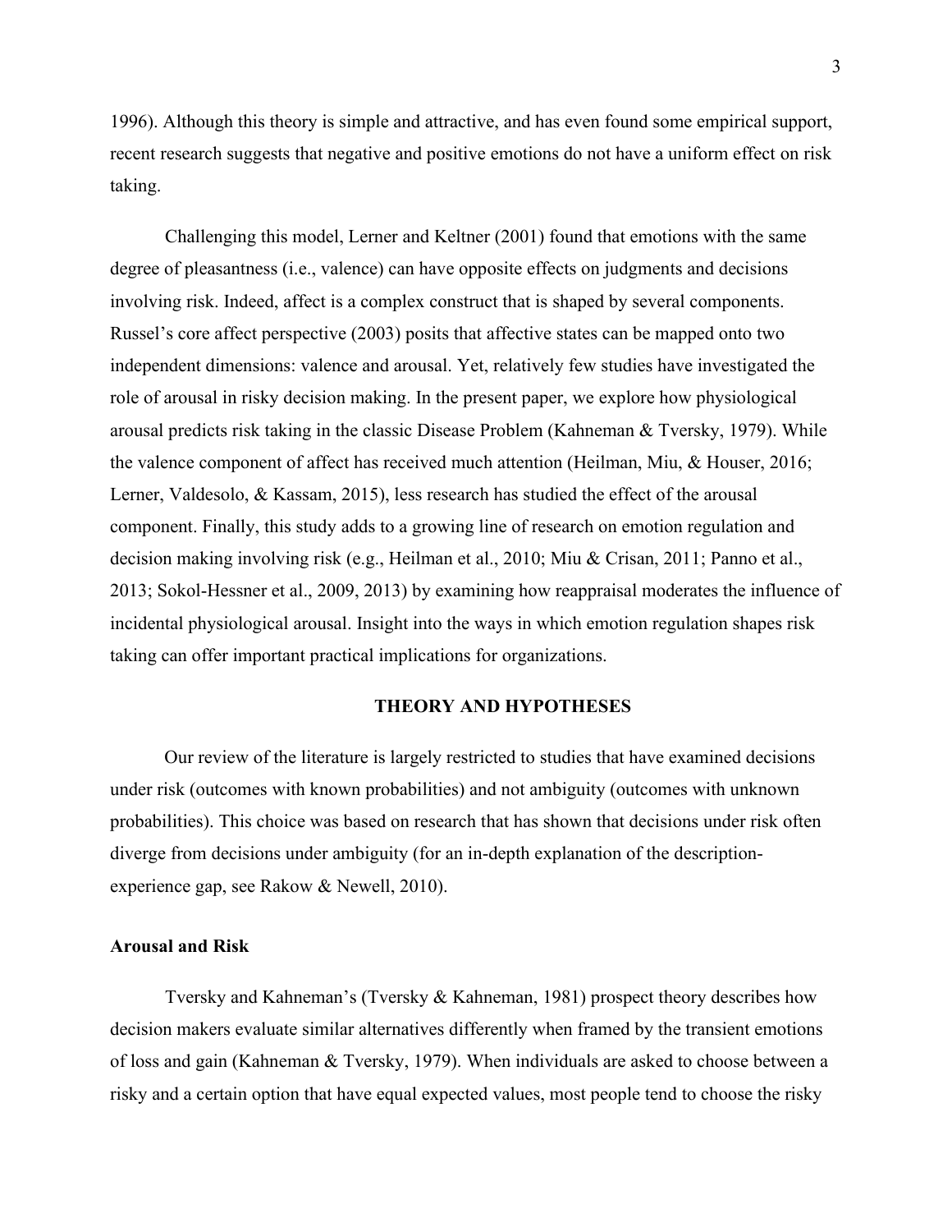1996). Although this theory is simple and attractive, and has even found some empirical support, recent research suggests that negative and positive emotions do not have a uniform effect on risk taking.

Challenging this model, Lerner and Keltner (2001) found that emotions with the same degree of pleasantness (i.e., valence) can have opposite effects on judgments and decisions involving risk. Indeed, affect is a complex construct that is shaped by several components. Russel's core affect perspective (2003) posits that affective states can be mapped onto two independent dimensions: valence and arousal. Yet, relatively few studies have investigated the role of arousal in risky decision making. In the present paper, we explore how physiological arousal predicts risk taking in the classic Disease Problem (Kahneman & Tversky, 1979). While the valence component of affect has received much attention (Heilman, Miu, & Houser, 2016; Lerner, Valdesolo, & Kassam, 2015), less research has studied the effect of the arousal component. Finally, this study adds to a growing line of research on emotion regulation and decision making involving risk (e.g., Heilman et al., 2010; Miu & Crisan, 2011; Panno et al., 2013; Sokol-Hessner et al., 2009, 2013) by examining how reappraisal moderates the influence of incidental physiological arousal. Insight into the ways in which emotion regulation shapes risk taking can offer important practical implications for organizations.

## THEORY AND HYPOTHESES

Our review of the literature is largely restricted to studies that have examined decisions under risk (outcomes with known probabilities) and not ambiguity (outcomes with unknown probabilities). This choice was based on research that has shown that decisions under risk often diverge from decisions under ambiguity (for an in-depth explanation of the description-experience gap, see Rakow & Newell, 2010).

### Arousal and Risk

Tversky and Kahneman's (Tversky & Kahneman, 1981) prospect theory describes how decision makers evaluate similar alternatives differently when framed by the transient emotions of loss and gain (Kahneman & Tversky, 1979). When individuals are asked to choose between a risky and a certain option that have equal expected values, most people tend to choose the risky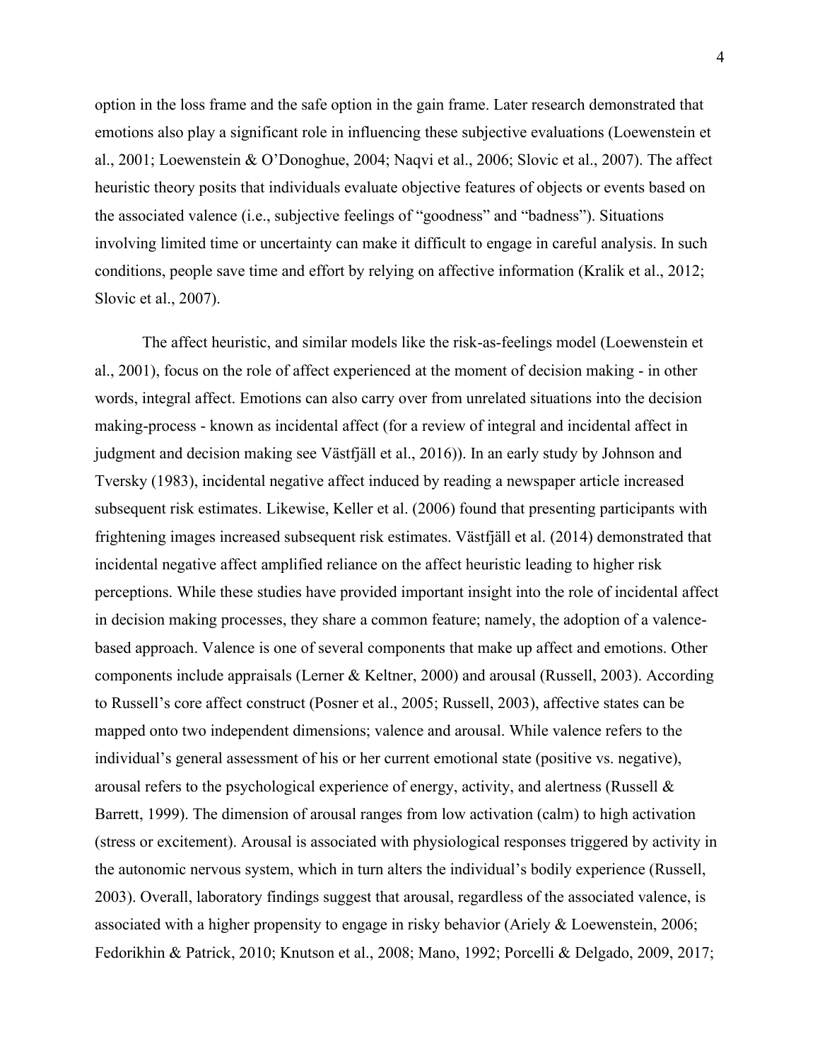option in the loss frame and the safe option in the gain frame. Later research demonstrated that emotions also play a significant role in influencing these subjective evaluations (Loewenstein et al., 2001; Loewenstein & O'Donoghue, 2004; Naqvi et al., 2006; Slovic et al., 2007). The affect heuristic theory posits that individuals evaluate objective features of objects or events based on the associated valence (i.e., subjective feelings of "goodness" and "badness"). Situations involving limited time or uncertainty can make it difficult to engage in careful analysis. In such conditions, people save time and effort by relying on affective information (Kralik et al., 2012; Slovic et al., 2007).

The affect heuristic, and similar models like the risk-as-feelings model (Loewenstein et al., 2001), focus on the role of affect experienced at the moment of decision making - in other words, integral affect. Emotions can also carry over from unrelated situations into the decision making-process - known as incidental affect (for a review of integral and incidental affect in judgment and decision making see Västfjäll et al., 2016)). In an early study by Johnson and Tversky (1983), incidental negative affect induced by reading a newspaper article increased subsequent risk estimates. Likewise, Keller et al. (2006) found that presenting participants with frightening images increased subsequent risk estimates. Västfjäll et al. (2014) demonstrated that incidental negative affect amplified reliance on the affect heuristic leading to higher risk perceptions. While these studies have provided important insight into the role of incidental affect in decision making processes, they share a common feature; namely, the adoption of a valence-based approach. Valence is one of several components that make up affect and emotions. Other components include appraisals (Lerner & Keltner, 2000) and arousal (Russell, 2003). According to Russell's core affect construct (Posner et al., 2005; Russell, 2003), affective states can be mapped onto two independent dimensions; valence and arousal. While valence refers to the individual's general assessment of his or her current emotional state (positive vs. negative), arousal refers to the psychological experience of energy, activity, and alertness (Russell & Barrett, 1999). The dimension of arousal ranges from low activation (calm) to high activation (stress or excitement). Arousal is associated with physiological responses triggered by activity in the autonomic nervous system, which in turn alters the individual's bodily experience (Russell, 2003). Overall, laboratory findings suggest that arousal, regardless of the associated valence, is associated with a higher propensity to engage in risky behavior (Ariely & Loewenstein, 2006; Fedorikhin & Patrick, 2010; Knutson et al., 2008; Mano, 1992; Porcelli & Delgado, 2009, 2017;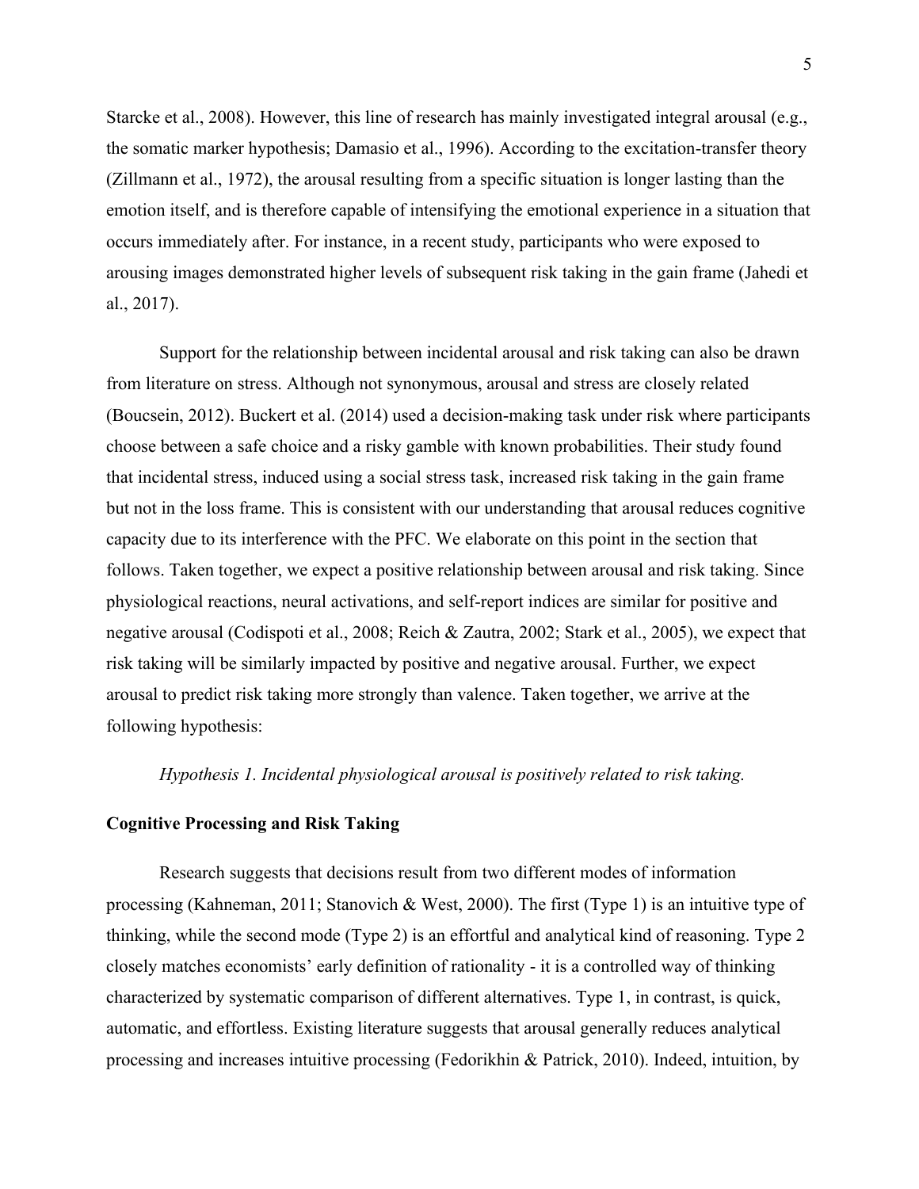Starcke et al., 2008). However, this line of research has mainly investigated integral arousal (e.g., the somatic marker hypothesis; Damasio et al., 1996). According to the excitation-transfer theory (Zillmann et al., 1972), the arousal resulting from a specific situation is longer lasting than the emotion itself, and is therefore capable of intensifying the emotional experience in a situation that occurs immediately after. For instance, in a recent study, participants who were exposed to arousing images demonstrated higher levels of subsequent risk taking in the gain frame (Jahedi et al., 2017).

Support for the relationship between incidental arousal and risk taking can also be drawn from literature on stress. Although not synonymous, arousal and stress are closely related (Boucsein, 2012). Buckert et al. (2014) used a decision-making task under risk where participants choose between a safe choice and a risky gamble with known probabilities. Their study found that incidental stress, induced using a social stress task, increased risk taking in the gain frame but not in the loss frame. This is consistent with our understanding that arousal reduces cognitive capacity due to its interference with the PFC. We elaborate on this point in the section that follows. Taken together, we expect a positive relationship between arousal and risk taking. Since physiological reactions, neural activations, and self-report indices are similar for positive and negative arousal (Codispoti et al., 2008; Reich & Zautra, 2002; Stark et al., 2005), we expect that risk taking will be similarly impacted by positive and negative arousal. Further, we expect arousal to predict risk taking more strongly than valence. Taken together, we arrive at the following hypothesis:

*Hypothesis 1. Incidental physiological arousal is positively related to risk taking.*

**Cognitive Processing and Risk Taking**

Research suggests that decisions result from two different modes of information processing (Kahneman, 2011; Stanovich & West, 2000). The first (Type 1) is an intuitive type of thinking, while the second mode (Type 2) is an effortful and analytical kind of reasoning. Type 2 closely matches economists' early definition of rationality - it is a controlled way of thinking characterized by systematic comparison of different alternatives. Type 1, in contrast, is quick, automatic, and effortless. Existing literature suggests that arousal generally reduces analytical processing and increases intuitive processing (Fedorikhin & Patrick, 2010). Indeed, intuition, by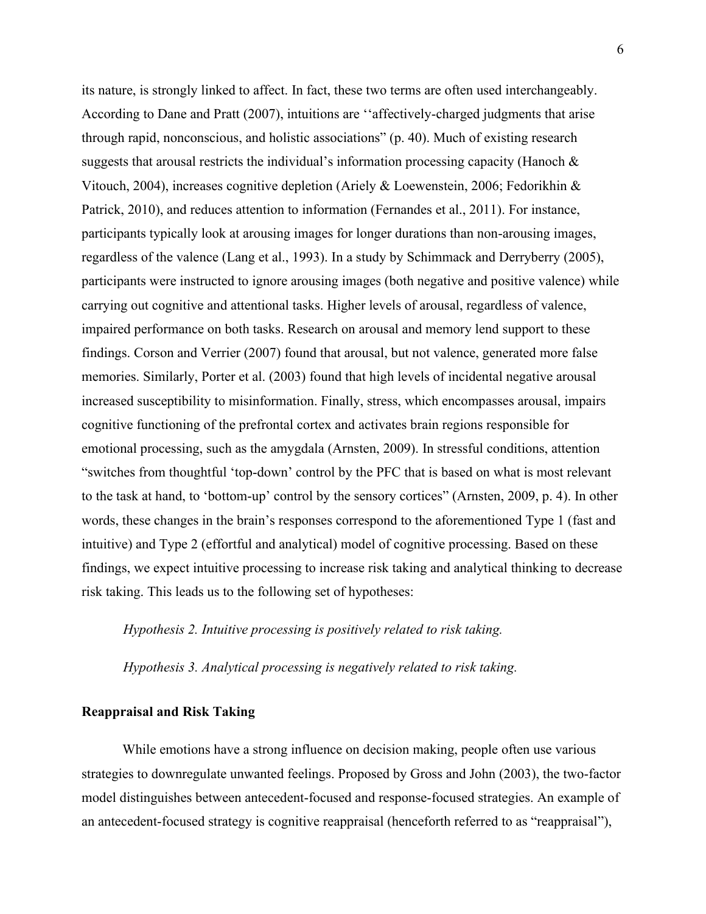its nature, is strongly linked to affect. In fact, these two terms are often used interchangeably. According to Dane and Pratt (2007), intuitions are ''affectively-charged judgments that arise through rapid, nonconscious, and holistic associations" (p. 40). Much of existing research suggests that arousal restricts the individual's information processing capacity (Hanoch & Vitouch, 2004), increases cognitive depletion (Ariely & Loewenstein, 2006; Fedorikhin & Patrick, 2010), and reduces attention to information (Fernandes et al., 2011). For instance, participants typically look at arousing images for longer durations than non-arousing images, regardless of the valence (Lang et al., 1993). In a study by Schimmack and Derryberry (2005), participants were instructed to ignore arousing images (both negative and positive valence) while carrying out cognitive and attentional tasks. Higher levels of arousal, regardless of valence, impaired performance on both tasks. Research on arousal and memory lend support to these findings. Corson and Verrier (2007) found that arousal, but not valence, generated more false memories. Similarly, Porter et al. (2003) found that high levels of incidental negative arousal increased susceptibility to misinformation. Finally, stress, which encompasses arousal, impairs cognitive functioning of the prefrontal cortex and activates brain regions responsible for emotional processing, such as the amygdala (Arnsten, 2009). In stressful conditions, attention "switches from thoughtful 'top-down' control by the PFC that is based on what is most relevant to the task at hand, to 'bottom-up' control by the sensory cortices" (Arnsten, 2009, p. 4). In other words, these changes in the brain's responses correspond to the aforementioned Type 1 (fast and intuitive) and Type 2 (effortful and analytical) model of cognitive processing. Based on these findings, we expect intuitive processing to increase risk taking and analytical thinking to decrease risk taking. This leads us to the following set of hypotheses:

*Hypothesis 2. Intuitive processing is positively related to risk taking.*

*Hypothesis 3. Analytical processing is negatively related to risk taking.*

## Reappraisal and Risk Taking

While emotions have a strong influence on decision making, people often use various strategies to downregulate unwanted feelings. Proposed by Gross and John (2003), the two-factor model distinguishes between antecedent-focused and response-focused strategies. An example of an antecedent-focused strategy is cognitive reappraisal (henceforth referred to as "reappraisal"),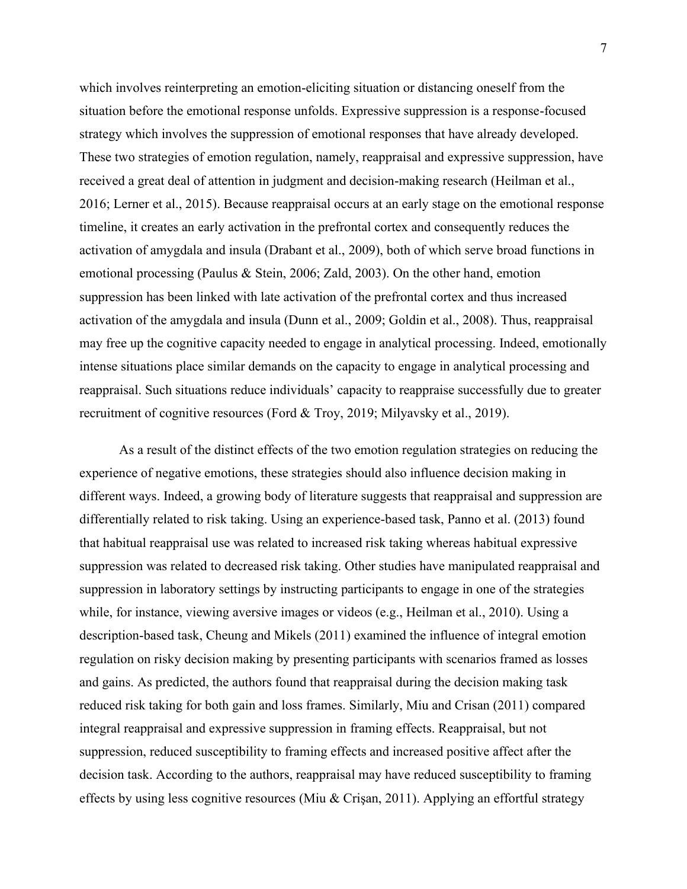which involves reinterpreting an emotion-eliciting situation or distancing oneself from the situation before the emotional response unfolds. Expressive suppression is a response-focused strategy which involves the suppression of emotional responses that have already developed. These two strategies of emotion regulation, namely, reappraisal and expressive suppression, have received a great deal of attention in judgment and decision-making research (Heilman et al., 2016; Lerner et al., 2015). Because reappraisal occurs at an early stage on the emotional response timeline, it creates an early activation in the prefrontal cortex and consequently reduces the activation of amygdala and insula (Drabant et al., 2009), both of which serve broad functions in emotional processing (Paulus & Stein, 2006; Zald, 2003). On the other hand, emotion suppression has been linked with late activation of the prefrontal cortex and thus increased activation of the amygdala and insula (Dunn et al., 2009; Goldin et al., 2008). Thus, reappraisal may free up the cognitive capacity needed to engage in analytical processing. Indeed, emotionally intense situations place similar demands on the capacity to engage in analytical processing and reappraisal. Such situations reduce individuals' capacity to reappraise successfully due to greater recruitment of cognitive resources (Ford & Troy, 2019; Milyavsky et al., 2019).

As a result of the distinct effects of the two emotion regulation strategies on reducing the experience of negative emotions, these strategies should also influence decision making in different ways. Indeed, a growing body of literature suggests that reappraisal and suppression are differentially related to risk taking. Using an experience-based task, Panno et al. (2013) found that habitual reappraisal use was related to increased risk taking whereas habitual expressive suppression was related to decreased risk taking. Other studies have manipulated reappraisal and suppression in laboratory settings by instructing participants to engage in one of the strategies while, for instance, viewing aversive images or videos (e.g., Heilman et al., 2010). Using a description-based task, Cheung and Mikels (2011) examined the influence of integral emotion regulation on risky decision making by presenting participants with scenarios framed as losses and gains. As predicted, the authors found that reappraisal during the decision making task reduced risk taking for both gain and loss frames. Similarly, Miu and Crisan (2011) compared integral reappraisal and expressive suppression in framing effects. Reappraisal, but not suppression, reduced susceptibility to framing effects and increased positive affect after the decision task. According to the authors, reappraisal may have reduced susceptibility to framing effects by using less cognitive resources (Miu & Crişan, 2011). Applying an effortful strategy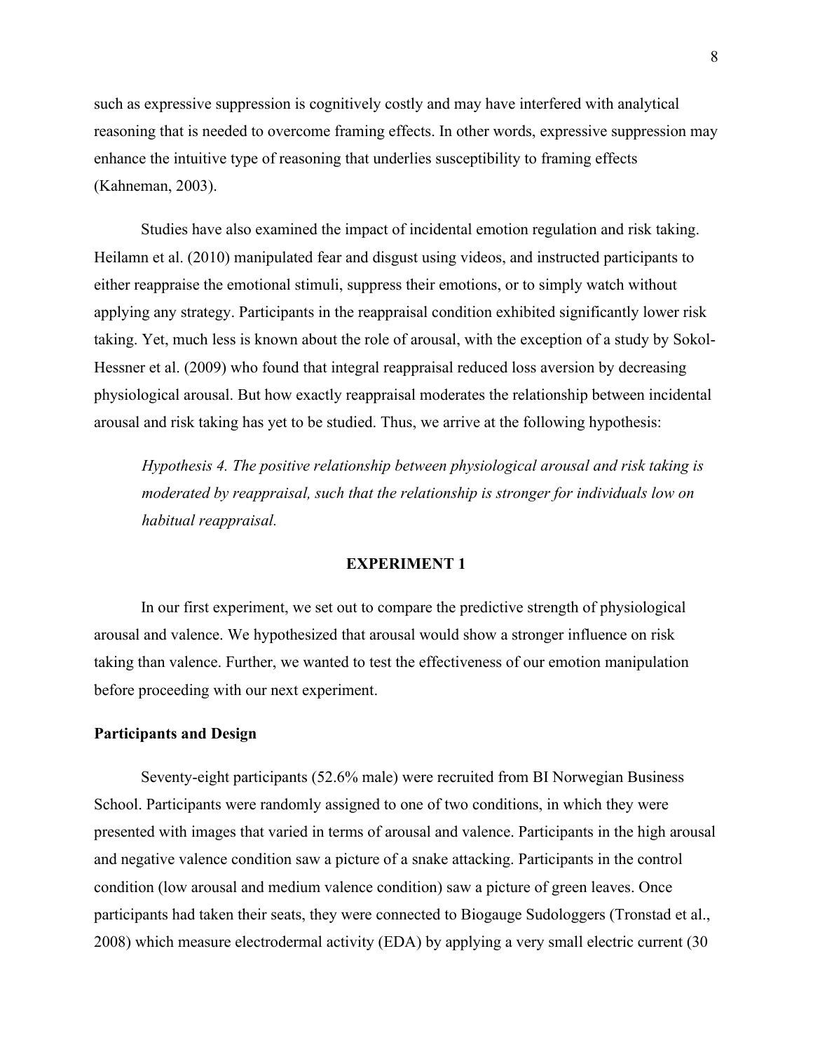such as expressive suppression is cognitively costly and may have interfered with analytical reasoning that is needed to overcome framing effects. In other words, expressive suppression may enhance the intuitive type of reasoning that underlies susceptibility to framing effects (Kahneman, 2003).

Studies have also examined the impact of incidental emotion regulation and risk taking. Heilamn et al. (2010) manipulated fear and disgust using videos, and instructed participants to either reappraise the emotional stimuli, suppress their emotions, or to simply watch without applying any strategy. Participants in the reappraisal condition exhibited significantly lower risk taking. Yet, much less is known about the role of arousal, with the exception of a study by Sokol-Hessner et al. (2009) who found that integral reappraisal reduced loss aversion by decreasing physiological arousal. But how exactly reappraisal moderates the relationship between incidental arousal and risk taking has yet to be studied. Thus, we arrive at the following hypothesis:

*Hypothesis 4. The positive relationship between physiological arousal and risk taking is moderated by reappraisal, such that the relationship is stronger for individuals low on habitual reappraisal.*

## EXPERIMENT 1

In our first experiment, we set out to compare the predictive strength of physiological arousal and valence. We hypothesized that arousal would show a stronger influence on risk taking than valence. Further, we wanted to test the effectiveness of our emotion manipulation before proceeding with our next experiment.

### Participants and Design

Seventy-eight participants (52.6% male) were recruited from BI Norwegian Business School. Participants were randomly assigned to one of two conditions, in which they were presented with images that varied in terms of arousal and valence. Participants in the high arousal and negative valence condition saw a picture of a snake attacking. Participants in the control condition (low arousal and medium valence condition) saw a picture of green leaves. Once participants had taken their seats, they were connected to Biogauge Sudologgers (Tronstad et al., 2008) which measure electrodermal activity (EDA) by applying a very small electric current (30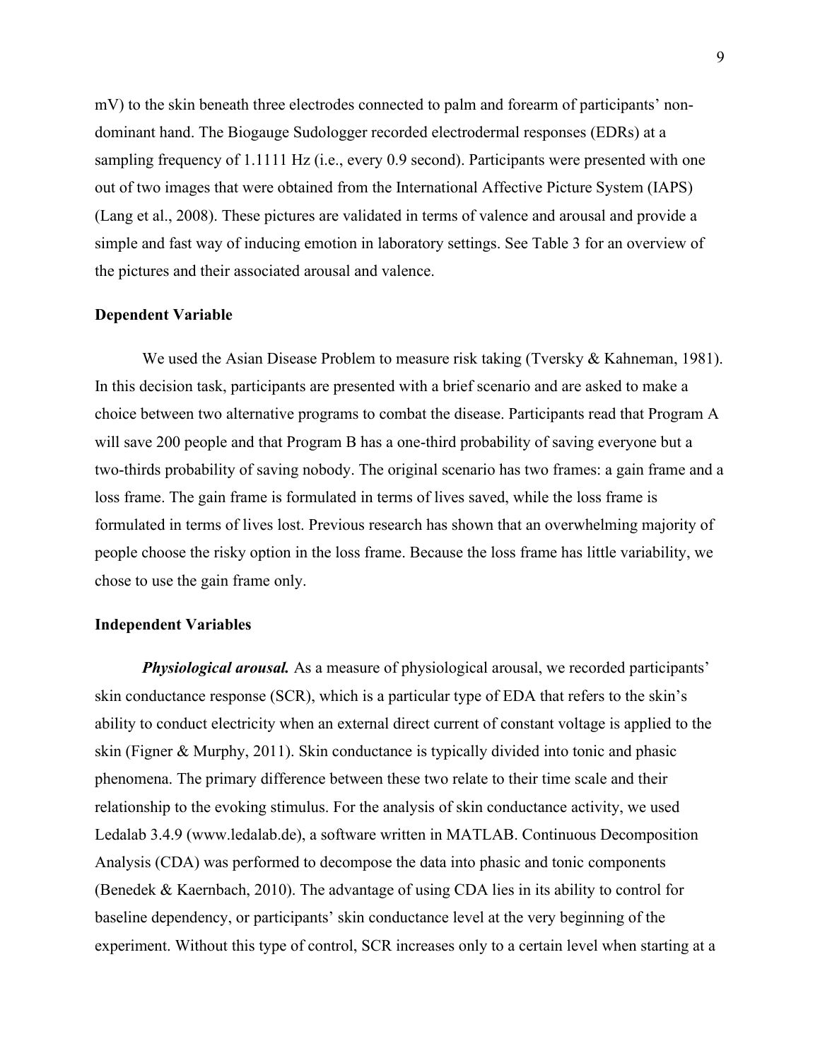mV) to the skin beneath three electrodes connected to palm and forearm of participants' non-dominant hand. The Biogauge Sudologger recorded electrodermal responses (EDRs) at a sampling frequency of 1.1111 Hz (i.e., every 0.9 second). Participants were presented with one out of two images that were obtained from the International Affective Picture System (IAPS) (Lang et al., 2008). These pictures are validated in terms of valence and arousal and provide a simple and fast way of inducing emotion in laboratory settings. See Table 3 for an overview of the pictures and their associated arousal and valence.

### Dependent Variable

We used the Asian Disease Problem to measure risk taking (Tversky & Kahneman, 1981). In this decision task, participants are presented with a brief scenario and are asked to make a choice between two alternative programs to combat the disease. Participants read that Program A will save 200 people and that Program B has a one-third probability of saving everyone but a two-thirds probability of saving nobody. The original scenario has two frames: a gain frame and a loss frame. The gain frame is formulated in terms of lives saved, while the loss frame is formulated in terms of lives lost. Previous research has shown that an overwhelming majority of people choose the risky option in the loss frame. Because the loss frame has little variability, we chose to use the gain frame only.

### Independent Variables

***Physiological arousal.*** As a measure of physiological arousal, we recorded participants' skin conductance response (SCR), which is a particular type of EDA that refers to the skin's ability to conduct electricity when an external direct current of constant voltage is applied to the skin (Figner & Murphy, 2011). Skin conductance is typically divided into tonic and phasic phenomena. The primary difference between these two relate to their time scale and their relationship to the evoking stimulus. For the analysis of skin conductance activity, we used Ledalab 3.4.9 (www.ledalab.de), a software written in MATLAB. Continuous Decomposition Analysis (CDA) was performed to decompose the data into phasic and tonic components (Benedek & Kaernbach, 2010). The advantage of using CDA lies in its ability to control for baseline dependency, or participants' skin conductance level at the very beginning of the experiment. Without this type of control, SCR increases only to a certain level when starting at a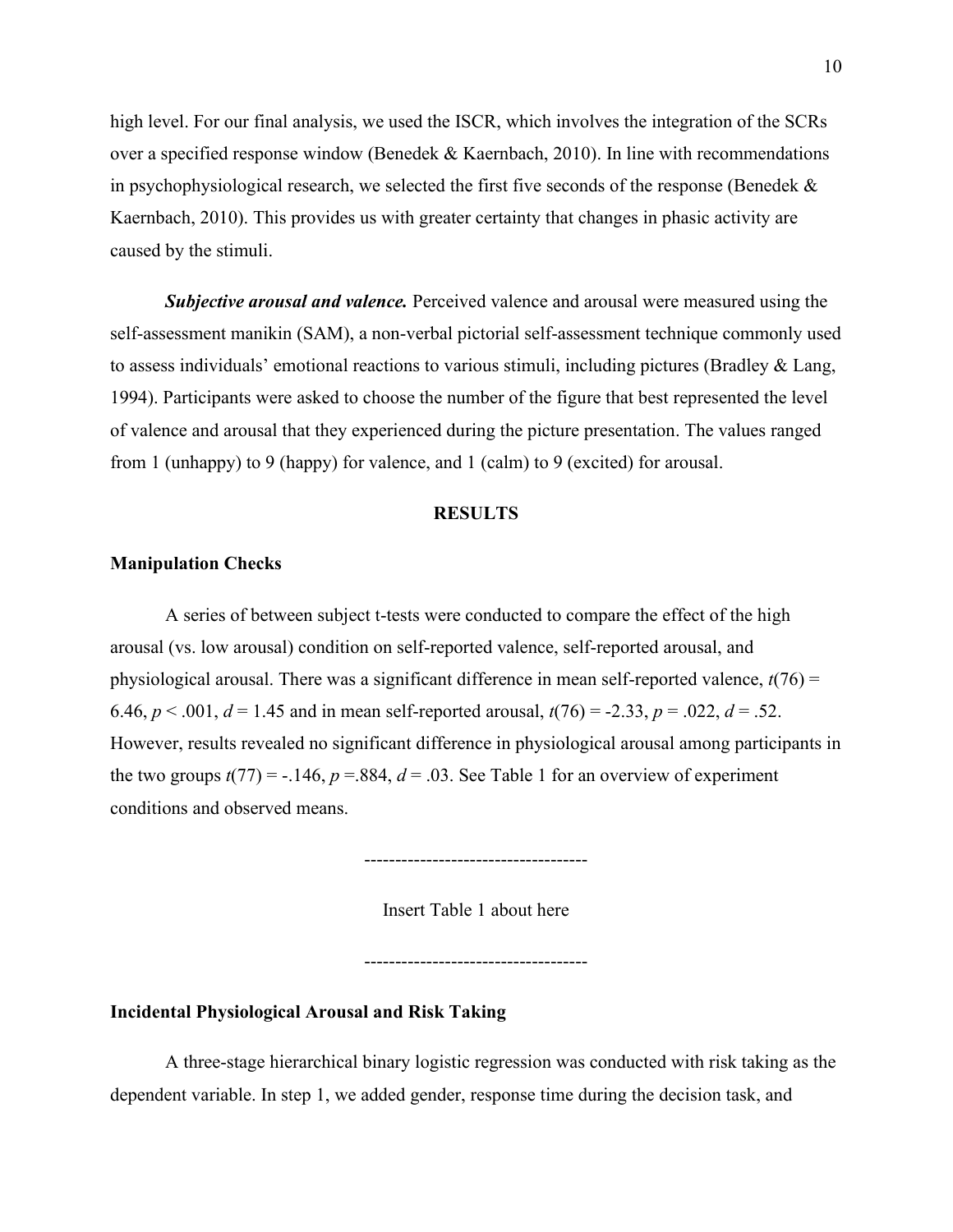high level. For our final analysis, we used the ISCR, which involves the integration of the SCRs over a specified response window (Benedek & Kaernbach, 2010). In line with recommendations in psychophysiological research, we selected the first five seconds of the response (Benedek & Kaernbach, 2010). This provides us with greater certainty that changes in phasic activity are caused by the stimuli.

***Subjective arousal and valence.*** Perceived valence and arousal were measured using the self-assessment manikin (SAM), a non-verbal pictorial self-assessment technique commonly used to assess individuals' emotional reactions to various stimuli, including pictures (Bradley & Lang, 1994). Participants were asked to choose the number of the figure that best represented the level of valence and arousal that they experienced during the picture presentation. The values ranged from 1 (unhappy) to 9 (happy) for valence, and 1 (calm) to 9 (excited) for arousal.

## RESULTS

### Manipulation Checks

A series of between subject t-tests were conducted to compare the effect of the high arousal (vs. low arousal) condition on self-reported valence, self-reported arousal, and physiological arousal. There was a significant difference in mean self-reported valence, $t(76) = 6.46$, $p < .001$, $d = 1.45$ and in mean self-reported arousal, $t(76) = -2.33$, $p = .022$, $d = .52$. However, results revealed no significant difference in physiological arousal among participants in the two groups $t(77) = -.146$, $p =.884$, $d = .03$. See Table 1 for an overview of experiment conditions and observed means.

-----------------------------------

Insert Table 1 about here

-----------------------------------

### Incidental Physiological Arousal and Risk Taking

A three-stage hierarchical binary logistic regression was conducted with risk taking as the dependent variable. In step 1, we added gender, response time during the decision task, and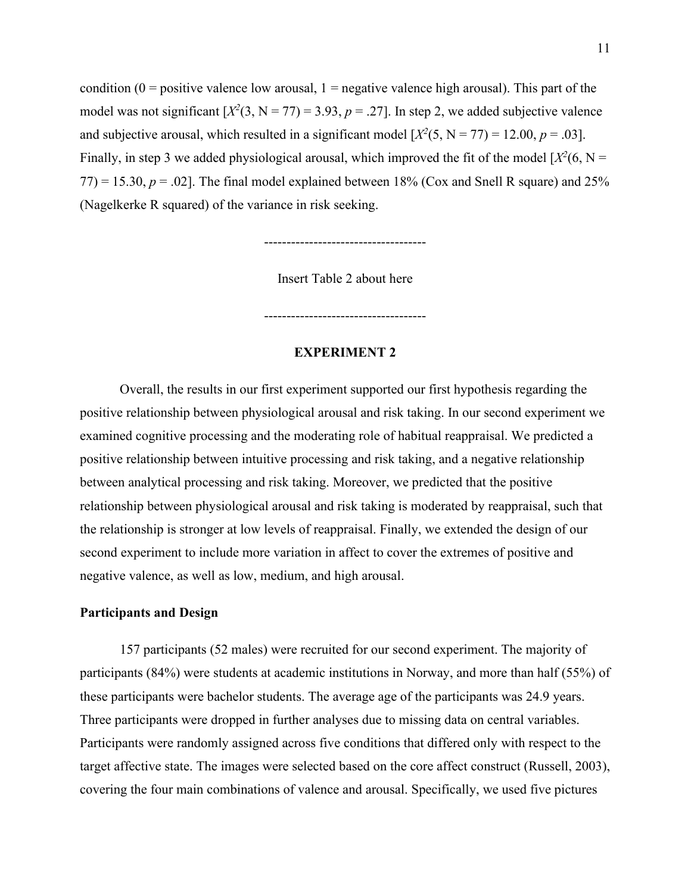condition (0 = positive valence low arousal, 1 = negative valence high arousal). This part of the model was not significant [$X^2$(3, N = 77) = 3.93, $p$ = .27]. In step 2, we added subjective valence and subjective arousal, which resulted in a significant model [$X^2$(5, N = 77) = 12.00, $p$ = .03]. Finally, in step 3 we added physiological arousal, which improved the fit of the model [$X^2$(6, N = 77) = 15.30, $p$ = .02]. The final model explained between 18% (Cox and Snell R square) and 25% (Nagelkerke R squared) of the variance in risk seeking.

-----------------------------------

Insert Table 2 about here

-----------------------------------

## EXPERIMENT 2

Overall, the results in our first experiment supported our first hypothesis regarding the positive relationship between physiological arousal and risk taking. In our second experiment we examined cognitive processing and the moderating role of habitual reappraisal. We predicted a positive relationship between intuitive processing and risk taking, and a negative relationship between analytical processing and risk taking. Moreover, we predicted that the positive relationship between physiological arousal and risk taking is moderated by reappraisal, such that the relationship is stronger at low levels of reappraisal. Finally, we extended the design of our second experiment to include more variation in affect to cover the extremes of positive and negative valence, as well as low, medium, and high arousal.

### Participants and Design

157 participants (52 males) were recruited for our second experiment. The majority of participants (84%) were students at academic institutions in Norway, and more than half (55%) of these participants were bachelor students. The average age of the participants was 24.9 years. Three participants were dropped in further analyses due to missing data on central variables. Participants were randomly assigned across five conditions that differed only with respect to the target affective state. The images were selected based on the core affect construct (Russell, 2003), covering the four main combinations of valence and arousal. Specifically, we used five pictures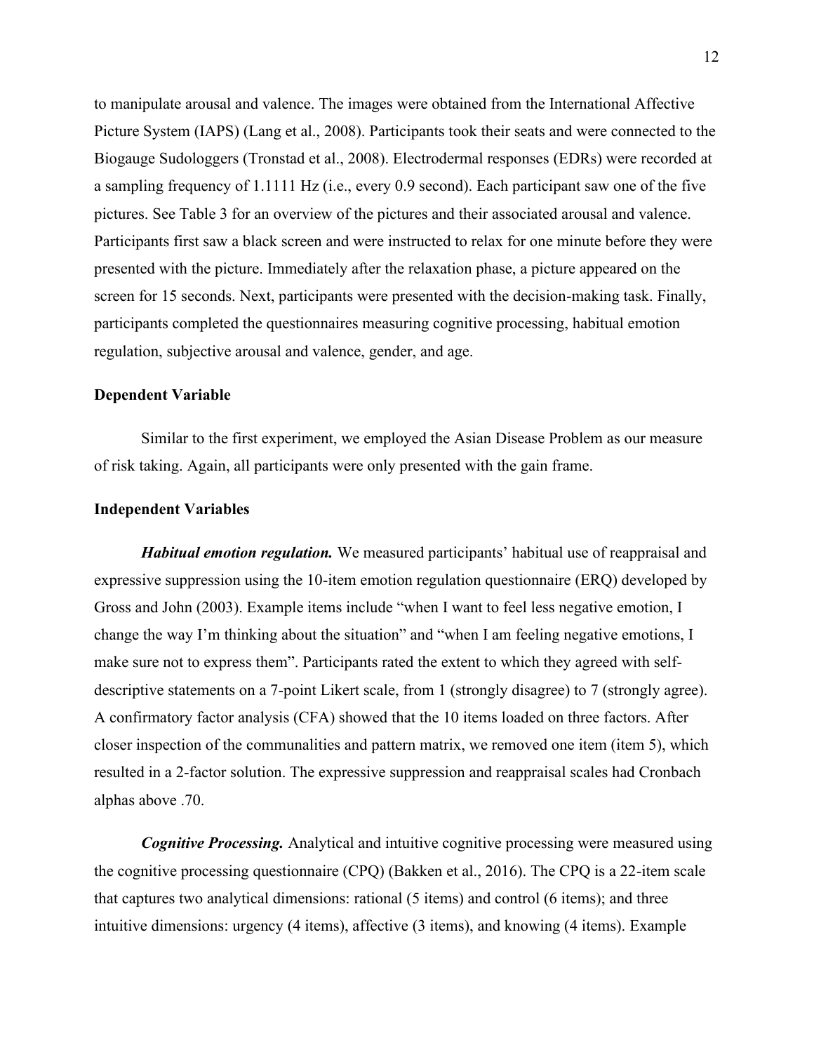to manipulate arousal and valence. The images were obtained from the International Affective Picture System (IAPS) (Lang et al., 2008). Participants took their seats and were connected to the Biogauge Sudologgers (Tronstad et al., 2008). Electrodermal responses (EDRs) were recorded at a sampling frequency of 1.1111 Hz (i.e., every 0.9 second). Each participant saw one of the five pictures. See Table 3 for an overview of the pictures and their associated arousal and valence. Participants first saw a black screen and were instructed to relax for one minute before they were presented with the picture. Immediately after the relaxation phase, a picture appeared on the screen for 15 seconds. Next, participants were presented with the decision-making task. Finally, participants completed the questionnaires measuring cognitive processing, habitual emotion regulation, subjective arousal and valence, gender, and age.

### Dependent Variable

Similar to the first experiment, we employed the Asian Disease Problem as our measure of risk taking. Again, all participants were only presented with the gain frame.

### Independent Variables

***Habitual emotion regulation.*** We measured participants' habitual use of reappraisal and expressive suppression using the 10-item emotion regulation questionnaire (ERQ) developed by Gross and John (2003). Example items include "when I want to feel less negative emotion, I change the way I'm thinking about the situation" and "when I am feeling negative emotions, I make sure not to express them". Participants rated the extent to which they agreed with self-descriptive statements on a 7-point Likert scale, from 1 (strongly disagree) to 7 (strongly agree). A confirmatory factor analysis (CFA) showed that the 10 items loaded on three factors. After closer inspection of the communalities and pattern matrix, we removed one item (item 5), which resulted in a 2-factor solution. The expressive suppression and reappraisal scales had Cronbach alphas above .70.

***Cognitive Processing.*** Analytical and intuitive cognitive processing were measured using the cognitive processing questionnaire (CPQ) (Bakken et al., 2016). The CPQ is a 22-item scale that captures two analytical dimensions: rational (5 items) and control (6 items); and three intuitive dimensions: urgency (4 items), affective (3 items), and knowing (4 items). Example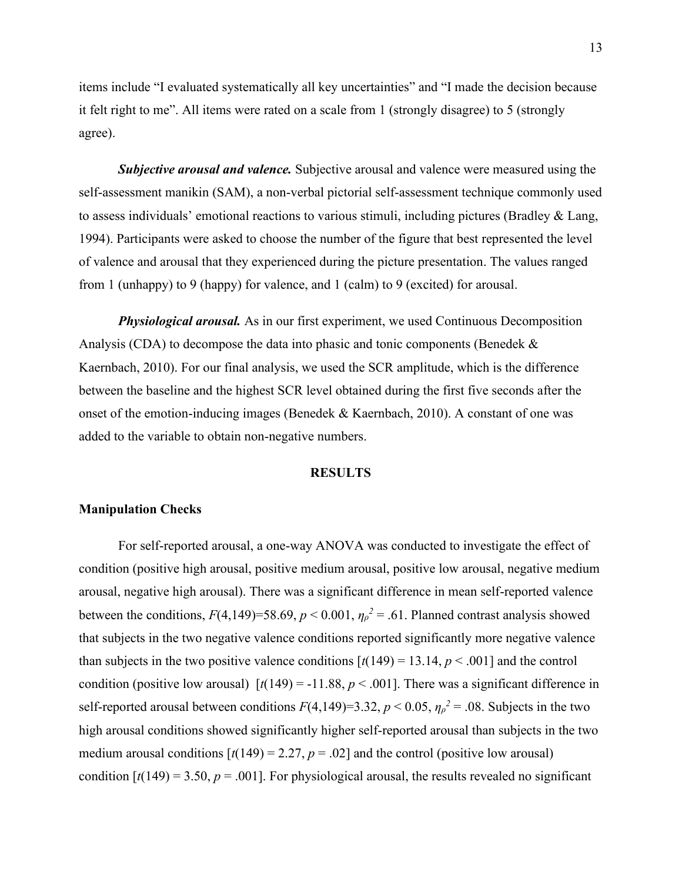items include “I evaluated systematically all key uncertainties” and “I made the decision because it felt right to me”. All items were rated on a scale from 1 (strongly disagree) to 5 (strongly agree).

***Subjective arousal and valence.*** Subjective arousal and valence were measured using the self-assessment manikin (SAM), a non-verbal pictorial self-assessment technique commonly used to assess individuals’ emotional reactions to various stimuli, including pictures (Bradley & Lang, 1994). Participants were asked to choose the number of the figure that best represented the level of valence and arousal that they experienced during the picture presentation. The values ranged from 1 (unhappy) to 9 (happy) for valence, and 1 (calm) to 9 (excited) for arousal.

***Physiological arousal.*** As in our first experiment, we used Continuous Decomposition Analysis (CDA) to decompose the data into phasic and tonic components (Benedek & Kaernbach, 2010). For our final analysis, we used the SCR amplitude, which is the difference between the baseline and the highest SCR level obtained during the first five seconds after the onset of the emotion-inducing images (Benedek & Kaernbach, 2010). A constant of one was added to the variable to obtain non-negative numbers.

## RESULTS

### Manipulation Checks

For self-reported arousal, a one-way ANOVA was conducted to investigate the effect of condition (positive high arousal, positive medium arousal, positive low arousal, negative medium arousal, negative high arousal). There was a significant difference in mean self-reported valence between the conditions, $F(4,149)=58.69$, $p < 0.001$, $\eta_{\rho}^{2} = .61$. Planned contrast analysis showed that subjects in the two negative valence conditions reported significantly more negative valence than subjects in the two positive valence conditions [$t(149) = 13.14$, $p < .001$] and the control condition (positive low arousal) [$t(149) = -11.88$, $p < .001$]. There was a significant difference in self-reported arousal between conditions $F(4,149)=3.32$, $p < 0.05$, $\eta_{\rho}^{2} = .08$. Subjects in the two high arousal conditions showed significantly higher self-reported arousal than subjects in the two medium arousal conditions [$t(149) = 2.27$, $p = .02$] and the control (positive low arousal) condition [$t(149) = 3.50$, $p = .001$]. For physiological arousal, the results revealed no significant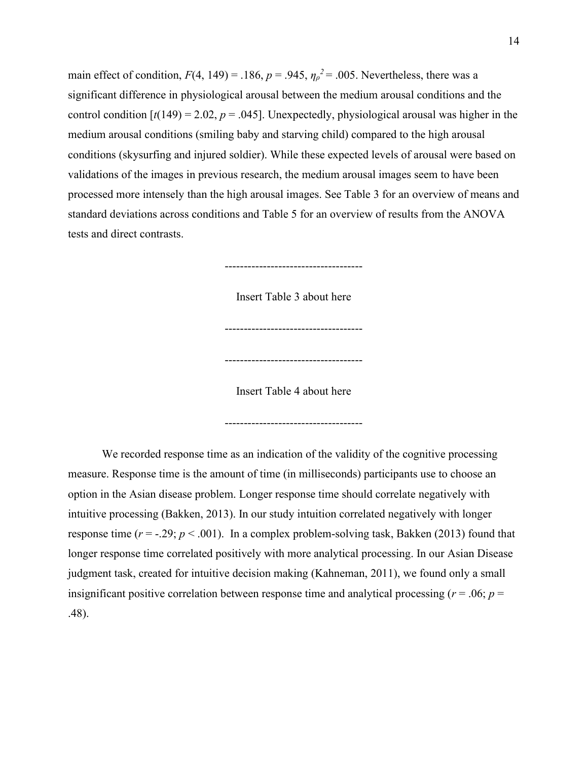main effect of condition, $F(4, 149) = .186$, $p = .945$, $\eta_\rho^2 = .005$. Nevertheless, there was a significant difference in physiological arousal between the medium arousal conditions and the control condition [$t(149) = 2.02$, $p = .045$]. Unexpectedly, physiological arousal was higher in the medium arousal conditions (smiling baby and starving child) compared to the high arousal conditions (skysurfing and injured soldier). While these expected levels of arousal were based on validations of the images in previous research, the medium arousal images seem to have been processed more intensely than the high arousal images. See Table 3 for an overview of means and standard deviations across conditions and Table 5 for an overview of results from the ANOVA tests and direct contrasts.

------------------------------------

Insert Table 3 about here

------------------------------------

------------------------------------

Insert Table 4 about here

------------------------------------

We recorded response time as an indication of the validity of the cognitive processing measure. Response time is the amount of time (in milliseconds) participants use to choose an option in the Asian disease problem. Longer response time should correlate negatively with intuitive processing (Bakken, 2013). In our study intuition correlated negatively with longer response time ($r = -.29$; $p < .001$). In a complex problem-solving task, Bakken (2013) found that longer response time correlated positively with more analytical processing. In our Asian Disease judgment task, created for intuitive decision making (Kahneman, 2011), we found only a small insignificant positive correlation between response time and analytical processing ($r = .06$; $p = .48$).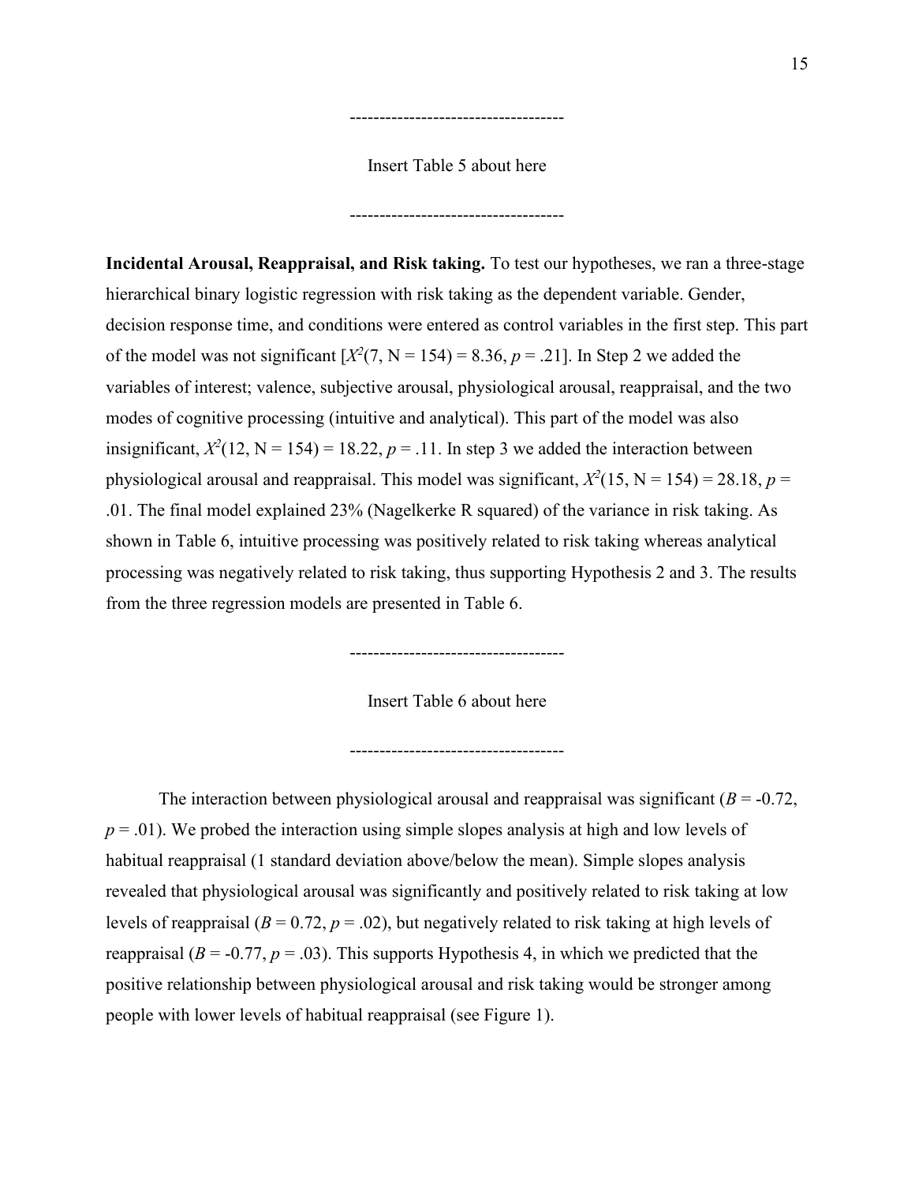------------------------------------

Insert Table 5 about here

------------------------------------

**Incidental Arousal, Reappraisal, and Risk taking.** To test our hypotheses, we ran a three-stage hierarchical binary logistic regression with risk taking as the dependent variable. Gender, decision response time, and conditions were entered as control variables in the first step. This part of the model was not significant [$X^2(7, N = 154) = 8.36$, $p = .21$]. In Step 2 we added the variables of interest; valence, subjective arousal, physiological arousal, reappraisal, and the two modes of cognitive processing (intuitive and analytical). This part of the model was also insignificant, $X^2(12, N = 154) = 18.22$, $p = .11$. In step 3 we added the interaction between physiological arousal and reappraisal. This model was significant, $X^2(15, N = 154) = 28.18$, $p = .01$. The final model explained 23% (Nagelkerke R squared) of the variance in risk taking. As shown in Table 6, intuitive processing was positively related to risk taking whereas analytical processing was negatively related to risk taking, thus supporting Hypothesis 2 and 3. The results from the three regression models are presented in Table 6.

------------------------------------

Insert Table 6 about here

------------------------------------

The interaction between physiological arousal and reappraisal was significant ($B = -0.72$, $p = .01$). We probed the interaction using simple slopes analysis at high and low levels of habitual reappraisal (1 standard deviation above/below the mean). Simple slopes analysis revealed that physiological arousal was significantly and positively related to risk taking at low levels of reappraisal ($B = 0.72$, $p = .02$), but negatively related to risk taking at high levels of reappraisal ($B = -0.77$, $p = .03$). This supports Hypothesis 4, in which we predicted that the positive relationship between physiological arousal and risk taking would be stronger among people with lower levels of habitual reappraisal (see Figure 1).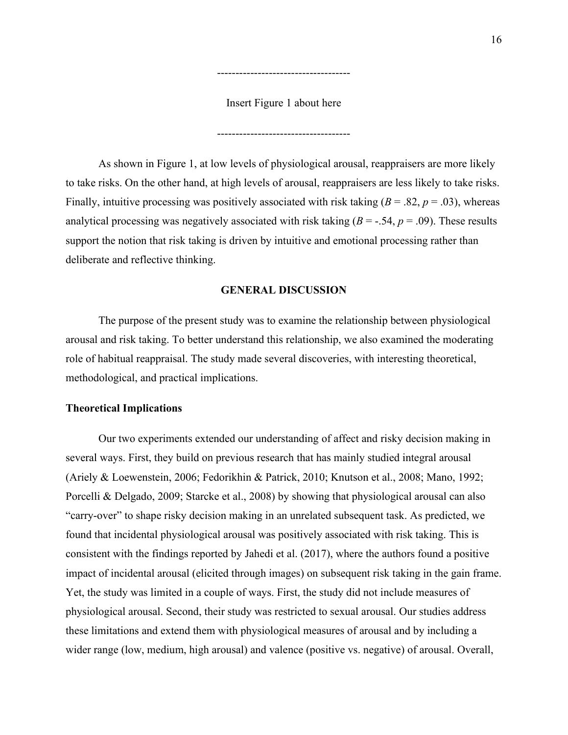------------------------------------

Insert Figure 1 about here

------------------------------------

As shown in Figure 1, at low levels of physiological arousal, reappraisers are more likely to take risks. On the other hand, at high levels of arousal, reappraisers are less likely to take risks. Finally, intuitive processing was positively associated with risk taking ($B = .82$, $p = .03$), whereas analytical processing was negatively associated with risk taking ($B = -.54$, $p = .09$). These results support the notion that risk taking is driven by intuitive and emotional processing rather than deliberate and reflective thinking.

## GENERAL DISCUSSION

The purpose of the present study was to examine the relationship between physiological arousal and risk taking. To better understand this relationship, we also examined the moderating role of habitual reappraisal. The study made several discoveries, with interesting theoretical, methodological, and practical implications.

### Theoretical Implications

Our two experiments extended our understanding of affect and risky decision making in several ways. First, they build on previous research that has mainly studied integral arousal (Ariely & Loewenstein, 2006; Fedorikhin & Patrick, 2010; Knutson et al., 2008; Mano, 1992; Porcelli & Delgado, 2009; Starcke et al., 2008) by showing that physiological arousal can also "carry-over" to shape risky decision making in an unrelated subsequent task. As predicted, we found that incidental physiological arousal was positively associated with risk taking. This is consistent with the findings reported by Jahedi et al. (2017), where the authors found a positive impact of incidental arousal (elicited through images) on subsequent risk taking in the gain frame. Yet, the study was limited in a couple of ways. First, the study did not include measures of physiological arousal. Second, their study was restricted to sexual arousal. Our studies address these limitations and extend them with physiological measures of arousal and by including a wider range (low, medium, high arousal) and valence (positive vs. negative) of arousal. Overall,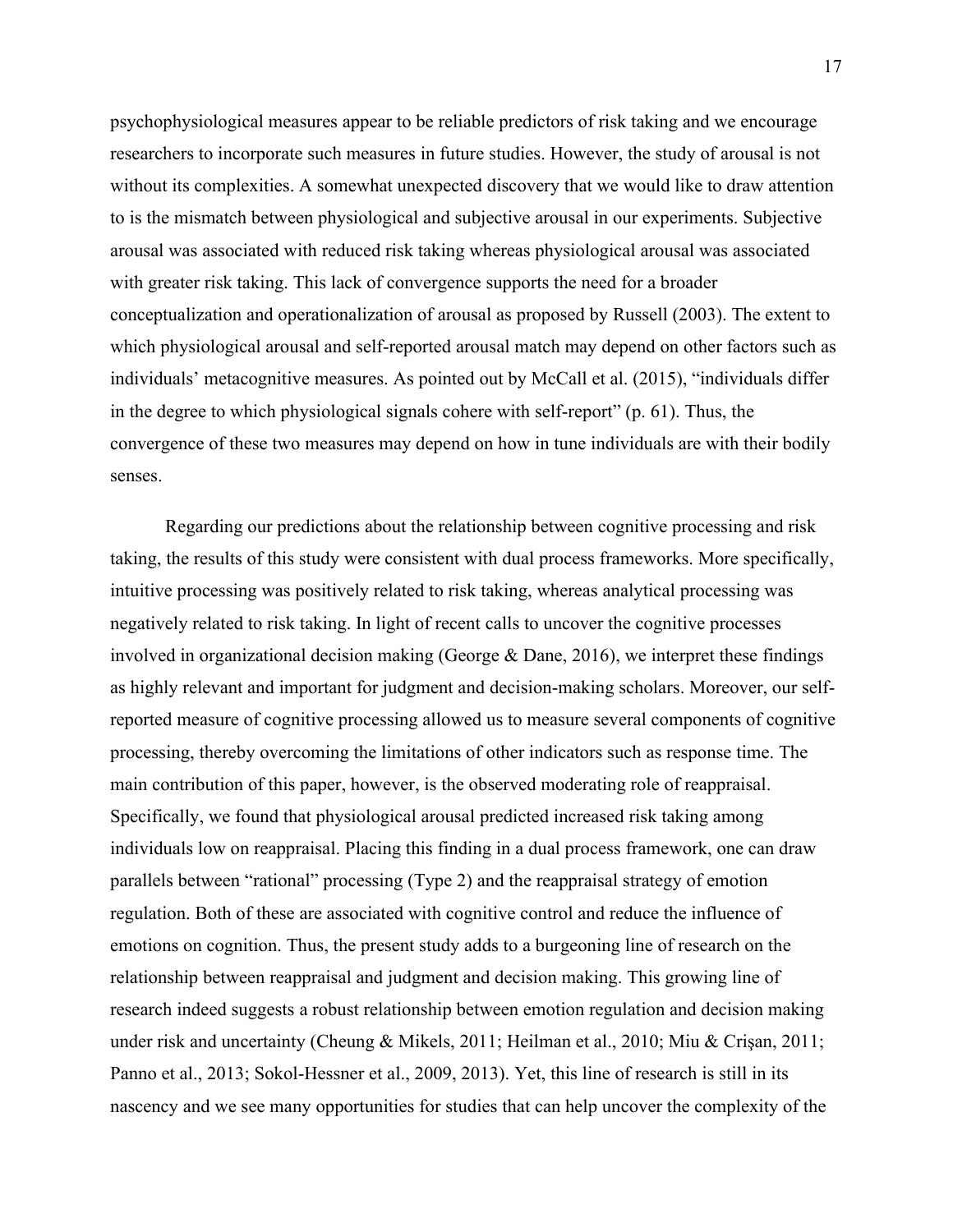psychophysiological measures appear to be reliable predictors of risk taking and we encourage researchers to incorporate such measures in future studies. However, the study of arousal is not without its complexities. A somewhat unexpected discovery that we would like to draw attention to is the mismatch between physiological and subjective arousal in our experiments. Subjective arousal was associated with reduced risk taking whereas physiological arousal was associated with greater risk taking. This lack of convergence supports the need for a broader conceptualization and operationalization of arousal as proposed by Russell (2003). The extent to which physiological arousal and self-reported arousal match may depend on other factors such as individuals' metacognitive measures. As pointed out by McCall et al. (2015), "individuals differ in the degree to which physiological signals cohere with self-report" (p. 61). Thus, the convergence of these two measures may depend on how in tune individuals are with their bodily senses.

Regarding our predictions about the relationship between cognitive processing and risk taking, the results of this study were consistent with dual process frameworks. More specifically, intuitive processing was positively related to risk taking, whereas analytical processing was negatively related to risk taking. In light of recent calls to uncover the cognitive processes involved in organizational decision making (George & Dane, 2016), we interpret these findings as highly relevant and important for judgment and decision-making scholars. Moreover, our self-reported measure of cognitive processing allowed us to measure several components of cognitive processing, thereby overcoming the limitations of other indicators such as response time. The main contribution of this paper, however, is the observed moderating role of reappraisal. Specifically, we found that physiological arousal predicted increased risk taking among individuals low on reappraisal. Placing this finding in a dual process framework, one can draw parallels between "rational" processing (Type 2) and the reappraisal strategy of emotion regulation. Both of these are associated with cognitive control and reduce the influence of emotions on cognition. Thus, the present study adds to a burgeoning line of research on the relationship between reappraisal and judgment and decision making. This growing line of research indeed suggests a robust relationship between emotion regulation and decision making under risk and uncertainty (Cheung & Mikels, 2011; Heilman et al., 2010; Miu & Crişan, 2011; Panno et al., 2013; Sokol-Hessner et al., 2009, 2013). Yet, this line of research is still in its nascency and we see many opportunities for studies that can help uncover the complexity of the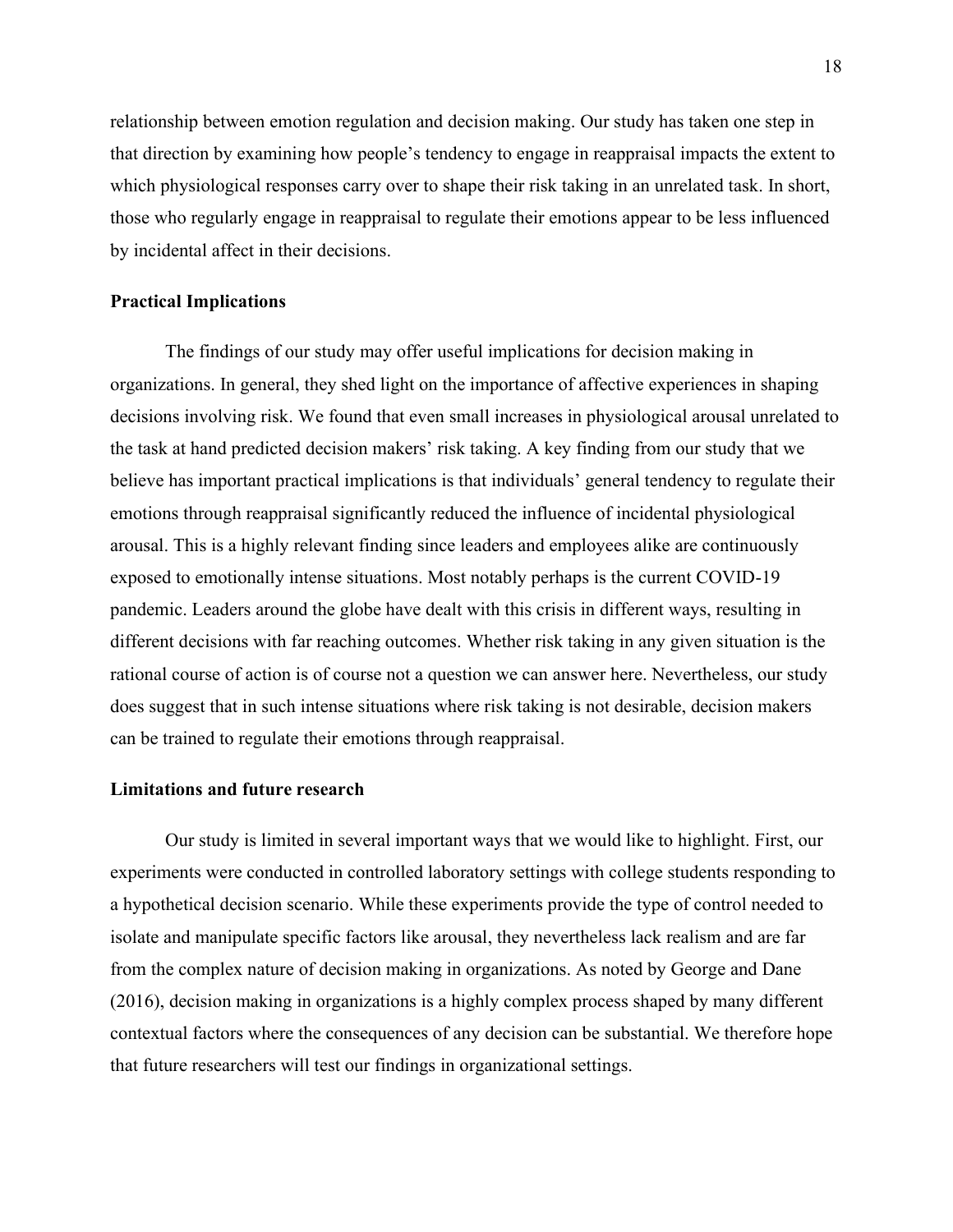relationship between emotion regulation and decision making. Our study has taken one step in that direction by examining how people's tendency to engage in reappraisal impacts the extent to which physiological responses carry over to shape their risk taking in an unrelated task. In short, those who regularly engage in reappraisal to regulate their emotions appear to be less influenced by incidental affect in their decisions.

**Practical Implications**

The findings of our study may offer useful implications for decision making in organizations. In general, they shed light on the importance of affective experiences in shaping decisions involving risk. We found that even small increases in physiological arousal unrelated to the task at hand predicted decision makers' risk taking. A key finding from our study that we believe has important practical implications is that individuals' general tendency to regulate their emotions through reappraisal significantly reduced the influence of incidental physiological arousal. This is a highly relevant finding since leaders and employees alike are continuously exposed to emotionally intense situations. Most notably perhaps is the current COVID-19 pandemic. Leaders around the globe have dealt with this crisis in different ways, resulting in different decisions with far reaching outcomes. Whether risk taking in any given situation is the rational course of action is of course not a question we can answer here. Nevertheless, our study does suggest that in such intense situations where risk taking is not desirable, decision makers can be trained to regulate their emotions through reappraisal.

**Limitations and future research**

Our study is limited in several important ways that we would like to highlight. First, our experiments were conducted in controlled laboratory settings with college students responding to a hypothetical decision scenario. While these experiments provide the type of control needed to isolate and manipulate specific factors like arousal, they nevertheless lack realism and are far from the complex nature of decision making in organizations. As noted by George and Dane (2016), decision making in organizations is a highly complex process shaped by many different contextual factors where the consequences of any decision can be substantial. We therefore hope that future researchers will test our findings in organizational settings.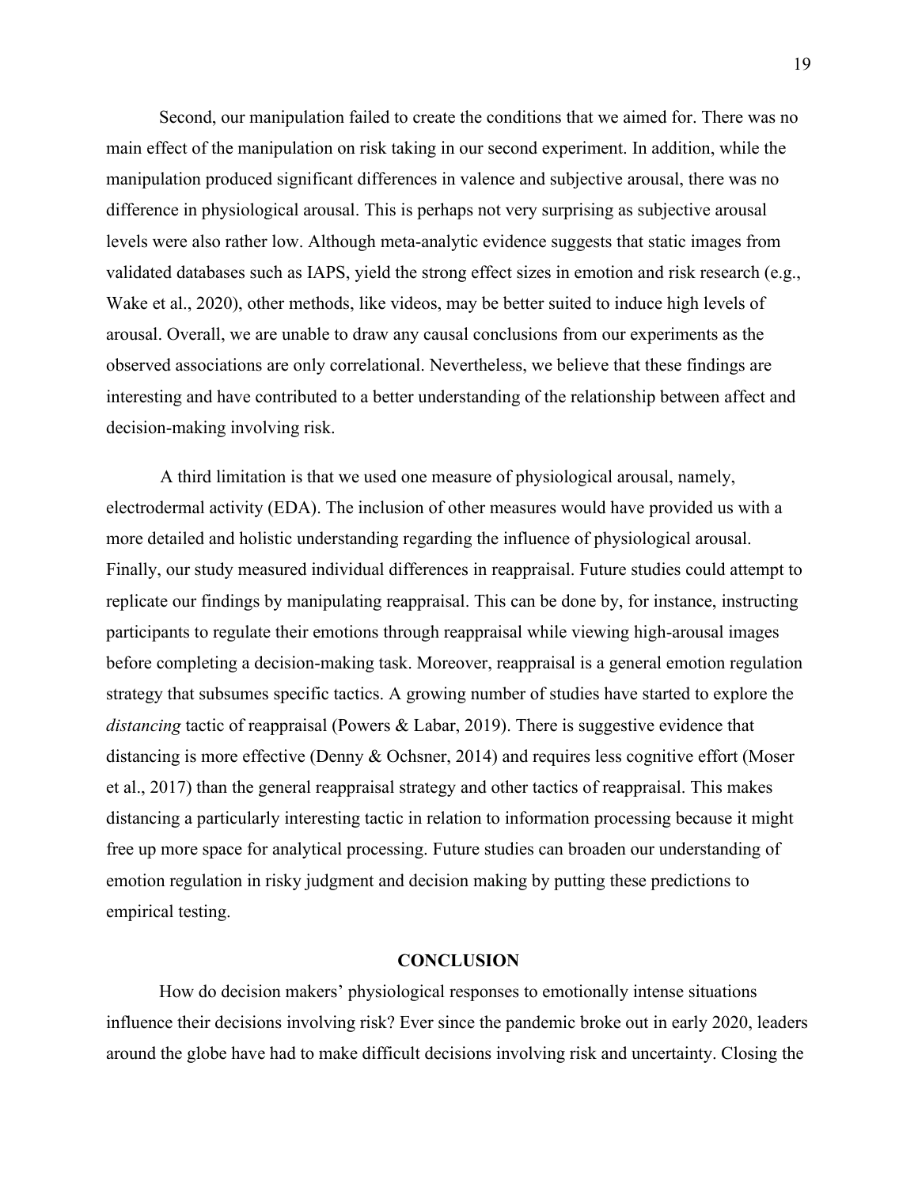Second, our manipulation failed to create the conditions that we aimed for. There was no main effect of the manipulation on risk taking in our second experiment. In addition, while the manipulation produced significant differences in valence and subjective arousal, there was no difference in physiological arousal. This is perhaps not very surprising as subjective arousal levels were also rather low. Although meta-analytic evidence suggests that static images from validated databases such as IAPS, yield the strong effect sizes in emotion and risk research (e.g., Wake et al., 2020), other methods, like videos, may be better suited to induce high levels of arousal. Overall, we are unable to draw any causal conclusions from our experiments as the observed associations are only correlational. Nevertheless, we believe that these findings are interesting and have contributed to a better understanding of the relationship between affect and decision-making involving risk.

A third limitation is that we used one measure of physiological arousal, namely, electrodermal activity (EDA). The inclusion of other measures would have provided us with a more detailed and holistic understanding regarding the influence of physiological arousal. Finally, our study measured individual differences in reappraisal. Future studies could attempt to replicate our findings by manipulating reappraisal. This can be done by, for instance, instructing participants to regulate their emotions through reappraisal while viewing high-arousal images before completing a decision-making task. Moreover, reappraisal is a general emotion regulation strategy that subsumes specific tactics. A growing number of studies have started to explore the *distancing* tactic of reappraisal (Powers & Labar, 2019). There is suggestive evidence that distancing is more effective (Denny & Ochsner, 2014) and requires less cognitive effort (Moser et al., 2017) than the general reappraisal strategy and other tactics of reappraisal. This makes distancing a particularly interesting tactic in relation to information processing because it might free up more space for analytical processing. Future studies can broaden our understanding of emotion regulation in risky judgment and decision making by putting these predictions to empirical testing.

## CONCLUSION

How do decision makers' physiological responses to emotionally intense situations influence their decisions involving risk? Ever since the pandemic broke out in early 2020, leaders around the globe have had to make difficult decisions involving risk and uncertainty. Closing the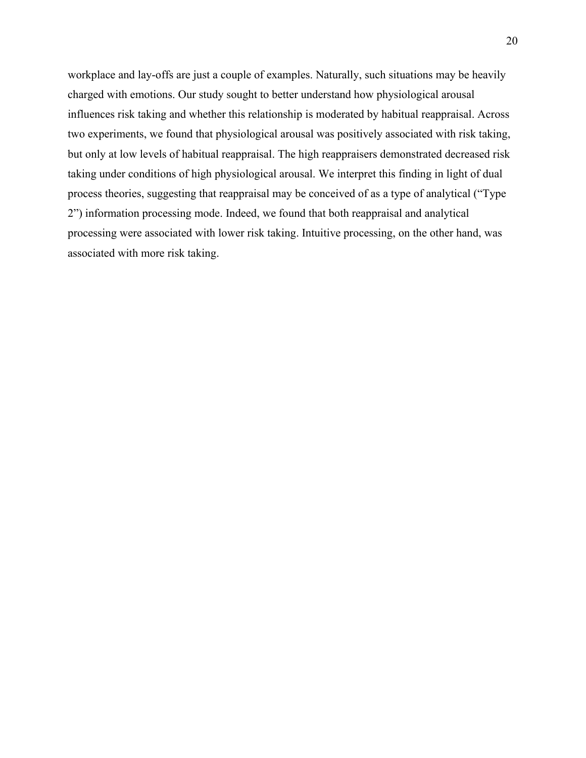workplace and lay-offs are just a couple of examples. Naturally, such situations may be heavily charged with emotions. Our study sought to better understand how physiological arousal influences risk taking and whether this relationship is moderated by habitual reappraisal. Across two experiments, we found that physiological arousal was positively associated with risk taking, but only at low levels of habitual reappraisal. The high reappraisers demonstrated decreased risk taking under conditions of high physiological arousal. We interpret this finding in light of dual process theories, suggesting that reappraisal may be conceived of as a type of analytical ("Type 2") information processing mode. Indeed, we found that both reappraisal and analytical processing were associated with lower risk taking. Intuitive processing, on the other hand, was associated with more risk taking.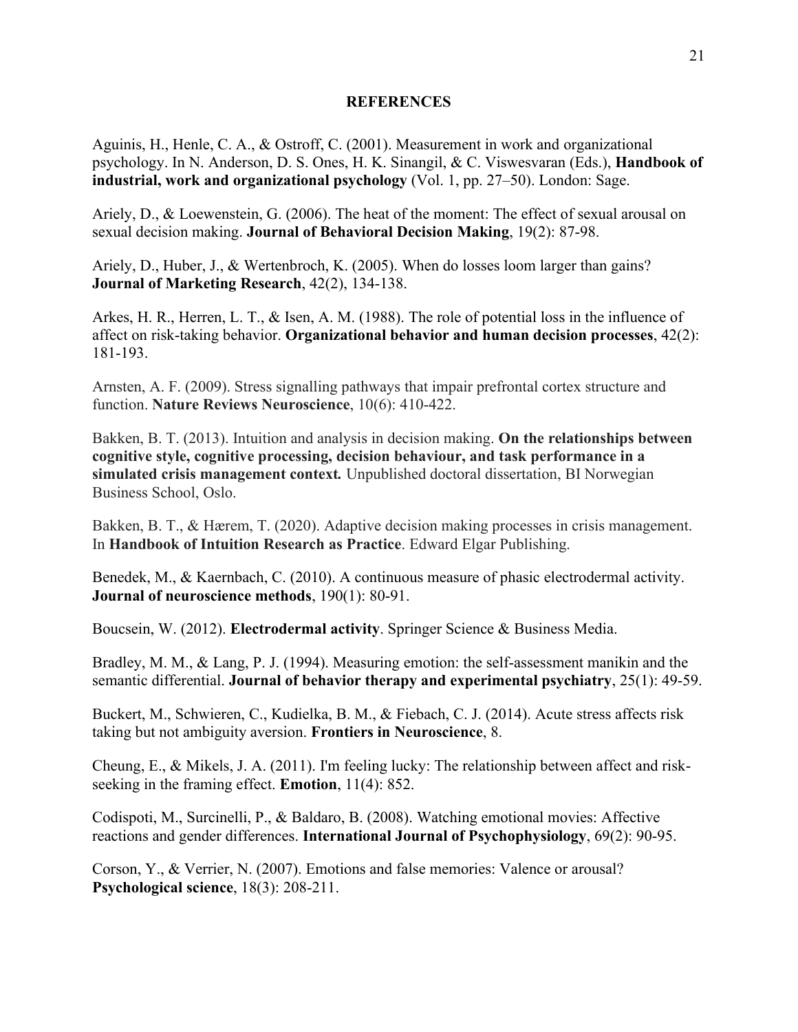## REFERENCES

Aguinis, H., Henle, C. A., & Ostroff, C. (2001). Measurement in work and organizational psychology. In N. Anderson, D. S. Ones, H. K. Sinangil, & C. Viswesvaran (Eds.), **Handbook of industrial, work and organizational psychology** (Vol. 1, pp. 27–50). London: Sage.

Ariely, D., & Loewenstein, G. (2006). The heat of the moment: The effect of sexual arousal on sexual decision making. **Journal of Behavioral Decision Making**, 19(2): 87-98.

Ariely, D., Huber, J., & Wertenbroch, K. (2005). When do losses loom larger than gains? **Journal of Marketing Research**, 42(2), 134-138.

Arkes, H. R., Herren, L. T., & Isen, A. M. (1988). The role of potential loss in the influence of affect on risk-taking behavior. **Organizational behavior and human decision processes**, 42(2): 181-193.

Arnsten, A. F. (2009). Stress signalling pathways that impair prefrontal cortex structure and function. **Nature Reviews Neuroscience**, 10(6): 410-422.

Bakken, B. T. (2013). Intuition and analysis in decision making. **On the relationships between cognitive style, cognitive processing, decision behaviour, and task performance in a simulated crisis management context.** Unpublished doctoral dissertation, BI Norwegian Business School, Oslo.

Bakken, B. T., & Hærem, T. (2020). Adaptive decision making processes in crisis management. In **Handbook of Intuition Research as Practice**. Edward Elgar Publishing.

Benedek, M., & Kaernbach, C. (2010). A continuous measure of phasic electrodermal activity. **Journal of neuroscience methods**, 190(1): 80-91.

Boucsein, W. (2012). **Electrodermal activity**. Springer Science & Business Media.

Bradley, M. M., & Lang, P. J. (1994). Measuring emotion: the self-assessment manikin and the semantic differential. **Journal of behavior therapy and experimental psychiatry**, 25(1): 49-59.

Buckert, M., Schwieren, C., Kudielka, B. M., & Fiebach, C. J. (2014). Acute stress affects risk taking but not ambiguity aversion. **Frontiers in Neuroscience**, 8.

Cheung, E., & Mikels, J. A. (2011). I'm feeling lucky: The relationship between affect and risk-seeking in the framing effect. **Emotion**, 11(4): 852.

Codispoti, M., Surcinelli, P., & Baldaro, B. (2008). Watching emotional movies: Affective reactions and gender differences. **International Journal of Psychophysiology**, 69(2): 90-95.

Corson, Y., & Verrier, N. (2007). Emotions and false memories: Valence or arousal? **Psychological science**, 18(3): 208-211.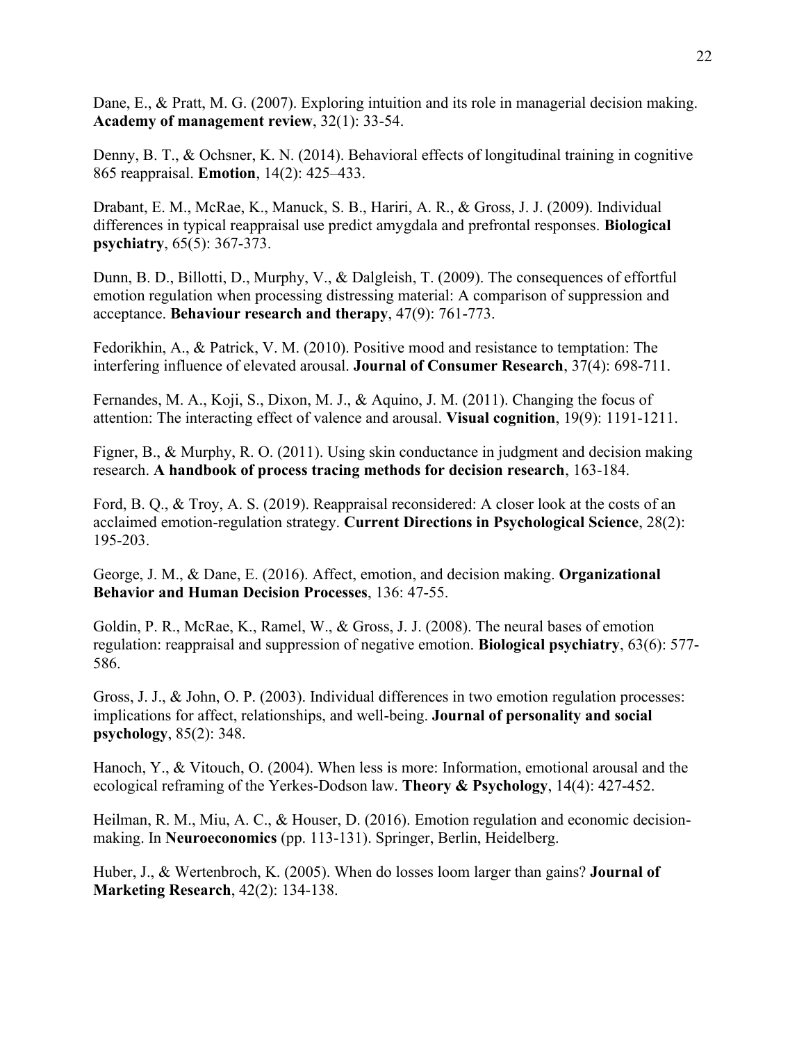Dane, E., & Pratt, M. G. (2007). Exploring intuition and its role in managerial decision making. **Academy of management review**, 32(1): 33-54.

Denny, B. T., & Ochsner, K. N. (2014). Behavioral effects of longitudinal training in cognitive 865 reappraisal. **Emotion**, 14(2): 425–433.

Drabant, E. M., McRae, K., Manuck, S. B., Hariri, A. R., & Gross, J. J. (2009). Individual differences in typical reappraisal use predict amygdala and prefrontal responses. **Biological psychiatry**, 65(5): 367-373.

Dunn, B. D., Billotti, D., Murphy, V., & Dalgleish, T. (2009). The consequences of effortful emotion regulation when processing distressing material: A comparison of suppression and acceptance. **Behaviour research and therapy**, 47(9): 761-773.

Fedorikhin, A., & Patrick, V. M. (2010). Positive mood and resistance to temptation: The interfering influence of elevated arousal. **Journal of Consumer Research**, 37(4): 698-711.

Fernandes, M. A., Koji, S., Dixon, M. J., & Aquino, J. M. (2011). Changing the focus of attention: The interacting effect of valence and arousal. **Visual cognition**, 19(9): 1191-1211.

Figner, B., & Murphy, R. O. (2011). Using skin conductance in judgment and decision making research. **A handbook of process tracing methods for decision research**, 163-184.

Ford, B. Q., & Troy, A. S. (2019). Reappraisal reconsidered: A closer look at the costs of an acclaimed emotion-regulation strategy. **Current Directions in Psychological Science**, 28(2): 195-203.

George, J. M., & Dane, E. (2016). Affect, emotion, and decision making. **Organizational Behavior and Human Decision Processes**, 136: 47-55.

Goldin, P. R., McRae, K., Ramel, W., & Gross, J. J. (2008). The neural bases of emotion regulation: reappraisal and suppression of negative emotion. **Biological psychiatry**, 63(6): 577-586.

Gross, J. J., & John, O. P. (2003). Individual differences in two emotion regulation processes: implications for affect, relationships, and well-being. **Journal of personality and social psychology**, 85(2): 348.

Hanoch, Y., & Vitouch, O. (2004). When less is more: Information, emotional arousal and the ecological reframing of the Yerkes-Dodson law. **Theory & Psychology**, 14(4): 427-452.

Heilman, R. M., Miu, A. C., & Houser, D. (2016). Emotion regulation and economic decision-making. In **Neuroeconomics** (pp. 113-131). Springer, Berlin, Heidelberg.

Huber, J., & Wertenbroch, K. (2005). When do losses loom larger than gains? **Journal of Marketing Research**, 42(2): 134-138.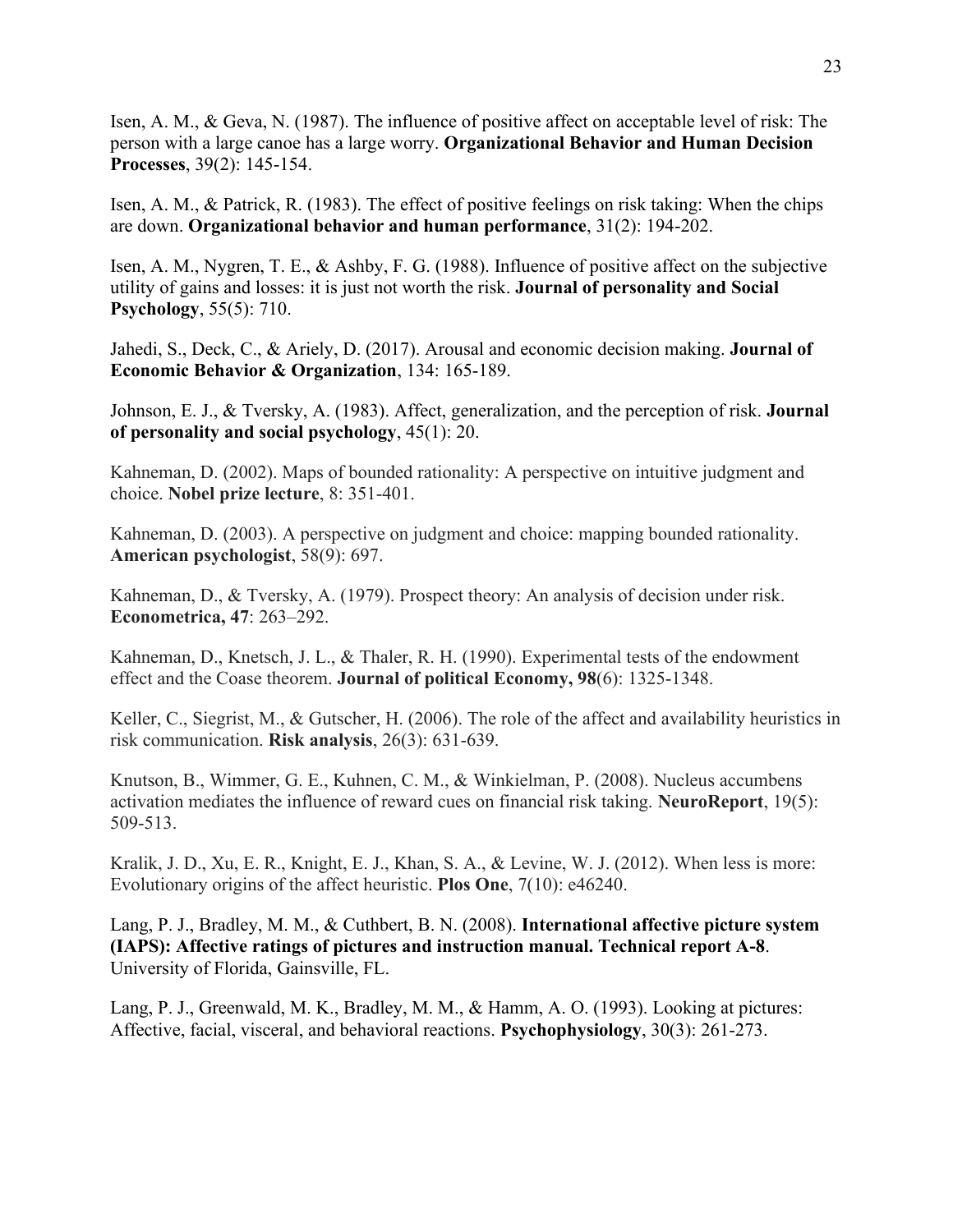Isen, A. M., & Geva, N. (1987). The influence of positive affect on acceptable level of risk: The person with a large canoe has a large worry. **Organizational Behavior and Human Decision Processes**, 39(2): 145-154.

Isen, A. M., & Patrick, R. (1983). The effect of positive feelings on risk taking: When the chips are down. **Organizational behavior and human performance**, 31(2): 194-202.

Isen, A. M., Nygren, T. E., & Ashby, F. G. (1988). Influence of positive affect on the subjective utility of gains and losses: it is just not worth the risk. **Journal of personality and Social Psychology**, 55(5): 710.

Jahedi, S., Deck, C., & Ariely, D. (2017). Arousal and economic decision making. **Journal of Economic Behavior & Organization**, 134: 165-189.

Johnson, E. J., & Tversky, A. (1983). Affect, generalization, and the perception of risk. **Journal of personality and social psychology**, 45(1): 20.

Kahneman, D. (2002). Maps of bounded rationality: A perspective on intuitive judgment and choice. **Nobel prize lecture**, 8: 351-401.

Kahneman, D. (2003). A perspective on judgment and choice: mapping bounded rationality. **American psychologist**, 58(9): 697.

Kahneman, D., & Tversky, A. (1979). Prospect theory: An analysis of decision under risk. **Econometrica, 47**: 263–292.

Kahneman, D., Knetsch, J. L., & Thaler, R. H. (1990). Experimental tests of the endowment effect and the Coase theorem. **Journal of political Economy, 98**(6): 1325-1348.

Keller, C., Siegrist, M., & Gutscher, H. (2006). The role of the affect and availability heuristics in risk communication. **Risk analysis**, 26(3): 631-639.

Knutson, B., Wimmer, G. E., Kuhnen, C. M., & Winkielman, P. (2008). Nucleus accumbens activation mediates the influence of reward cues on financial risk taking. **NeuroReport**, 19(5): 509-513.

Kralik, J. D., Xu, E. R., Knight, E. J., Khan, S. A., & Levine, W. J. (2012). When less is more: Evolutionary origins of the affect heuristic. **Plos One**, 7(10): e46240.

Lang, P. J., Bradley, M. M., & Cuthbert, B. N. (2008). **International affective picture system (IAPS): Affective ratings of pictures and instruction manual. Technical report A-8**. University of Florida, Gainsville, FL.

Lang, P. J., Greenwald, M. K., Bradley, M. M., & Hamm, A. O. (1993). Looking at pictures: Affective, facial, visceral, and behavioral reactions. **Psychophysiology**, 30(3): 261-273.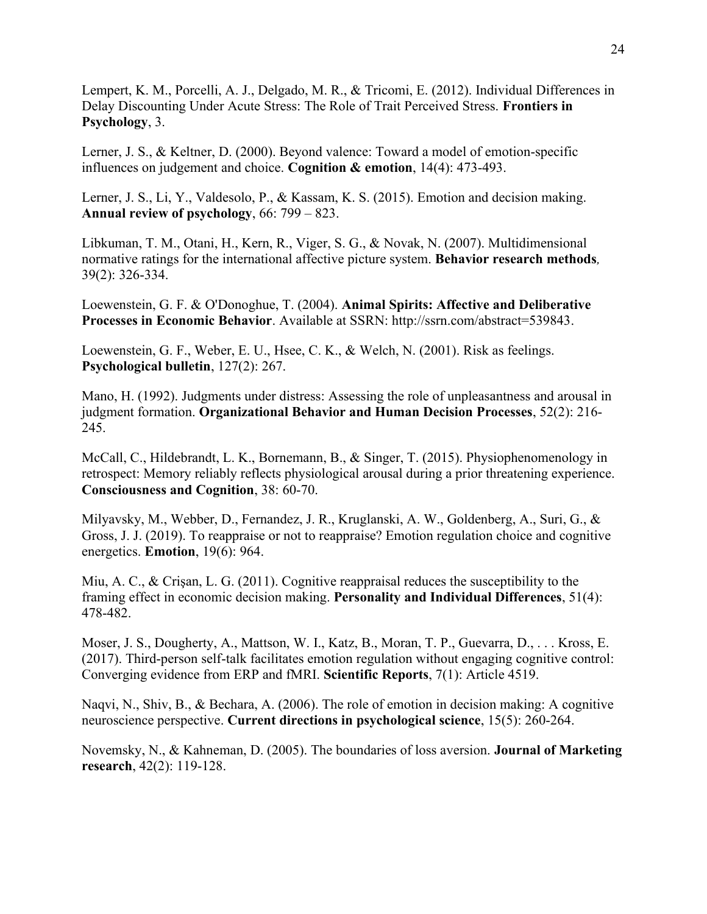Lempert, K. M., Porcelli, A. J., Delgado, M. R., & Tricomi, E. (2012). Individual Differences in Delay Discounting Under Acute Stress: The Role of Trait Perceived Stress. **Frontiers in Psychology**, 3.

Lerner, J. S., & Keltner, D. (2000). Beyond valence: Toward a model of emotion-specific influences on judgement and choice. **Cognition & emotion**, 14(4): 473-493.

Lerner, J. S., Li, Y., Valdesolo, P., & Kassam, K. S. (2015). Emotion and decision making. **Annual review of psychology**, 66: 799 – 823.

Libkuman, T. M., Otani, H., Kern, R., Viger, S. G., & Novak, N. (2007). Multidimensional normative ratings for the international affective picture system. **Behavior research methods***,* 39(2): 326-334.

Loewenstein, G. F. & O'Donoghue, T. (2004). **Animal Spirits: Affective and Deliberative Processes in Economic Behavior**. Available at SSRN: http://ssrn.com/abstract=539843.

Loewenstein, G. F., Weber, E. U., Hsee, C. K., & Welch, N. (2001). Risk as feelings. **Psychological bulletin**, 127(2): 267.

Mano, H. (1992). Judgments under distress: Assessing the role of unpleasantness and arousal in judgment formation. **Organizational Behavior and Human Decision Processes**, 52(2): 216-245.

McCall, C., Hildebrandt, L. K., Bornemann, B., & Singer, T. (2015). Physiophenomenology in retrospect: Memory reliably reflects physiological arousal during a prior threatening experience. **Consciousness and Cognition**, 38: 60-70.

Milyavsky, M., Webber, D., Fernandez, J. R., Kruglanski, A. W., Goldenberg, A., Suri, G., & Gross, J. J. (2019). To reappraise or not to reappraise? Emotion regulation choice and cognitive energetics. **Emotion**, 19(6): 964.

Miu, A. C., & Crişan, L. G. (2011). Cognitive reappraisal reduces the susceptibility to the framing effect in economic decision making. **Personality and Individual Differences**, 51(4): 478-482.

Moser, J. S., Dougherty, A., Mattson, W. I., Katz, B., Moran, T. P., Guevarra, D., . . . Kross, E. (2017). Third-person self-talk facilitates emotion regulation without engaging cognitive control: Converging evidence from ERP and fMRI. **Scientific Reports**, 7(1): Article 4519.

Naqvi, N., Shiv, B., & Bechara, A. (2006). The role of emotion in decision making: A cognitive neuroscience perspective. **Current directions in psychological science**, 15(5): 260-264.

Novemsky, N., & Kahneman, D. (2005). The boundaries of loss aversion. **Journal of Marketing research**, 42(2): 119-128.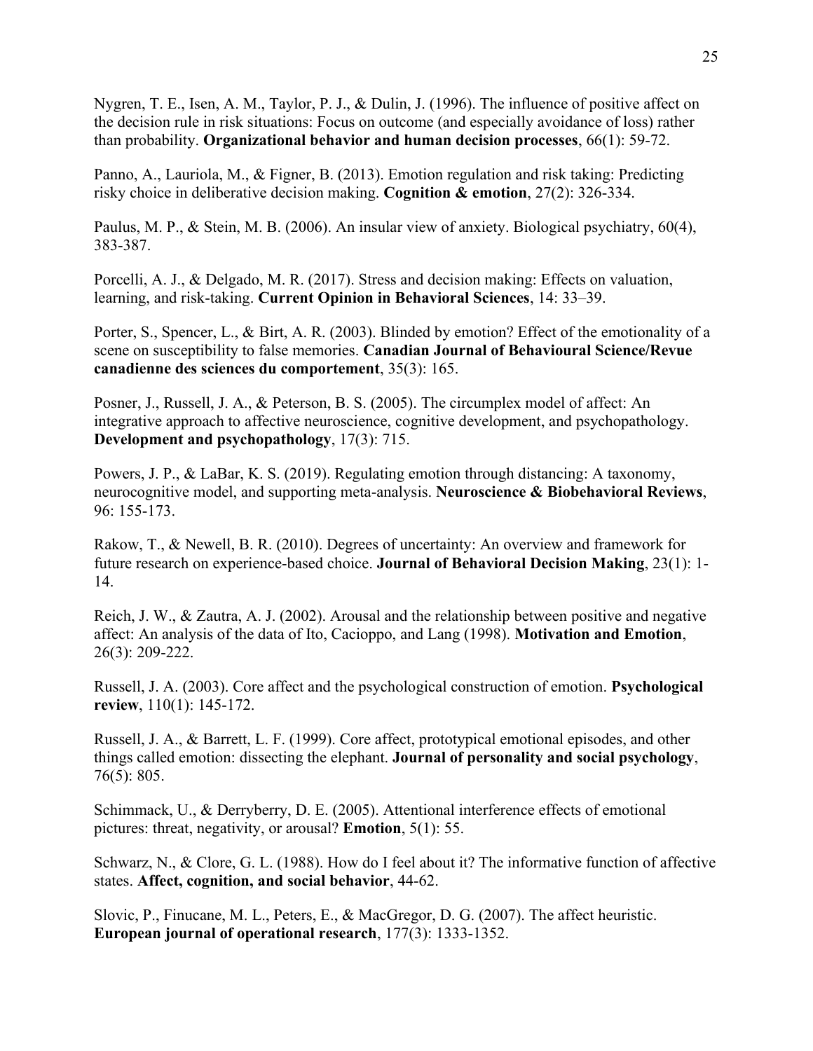Nygren, T. E., Isen, A. M., Taylor, P. J., & Dulin, J. (1996). The influence of positive affect on the decision rule in risk situations: Focus on outcome (and especially avoidance of loss) rather than probability. **Organizational behavior and human decision processes**, 66(1): 59-72.

Panno, A., Lauriola, M., & Figner, B. (2013). Emotion regulation and risk taking: Predicting risky choice in deliberative decision making. **Cognition & emotion**, 27(2): 326-334.

Paulus, M. P., & Stein, M. B. (2006). An insular view of anxiety. Biological psychiatry, 60(4), 383-387.

Porcelli, A. J., & Delgado, M. R. (2017). Stress and decision making: Effects on valuation, learning, and risk-taking. **Current Opinion in Behavioral Sciences**, 14: 33–39.

Porter, S., Spencer, L., & Birt, A. R. (2003). Blinded by emotion? Effect of the emotionality of a scene on susceptibility to false memories. **Canadian Journal of Behavioural Science/Revue canadienne des sciences du comportement**, 35(3): 165.

Posner, J., Russell, J. A., & Peterson, B. S. (2005). The circumplex model of affect: An integrative approach to affective neuroscience, cognitive development, and psychopathology. **Development and psychopathology**, 17(3): 715.

Powers, J. P., & LaBar, K. S. (2019). Regulating emotion through distancing: A taxonomy, neurocognitive model, and supporting meta-analysis. **Neuroscience & Biobehavioral Reviews**, 96: 155-173.

Rakow, T., & Newell, B. R. (2010). Degrees of uncertainty: An overview and framework for future research on experience-based choice. **Journal of Behavioral Decision Making**, 23(1): 1-14.

Reich, J. W., & Zautra, A. J. (2002). Arousal and the relationship between positive and negative affect: An analysis of the data of Ito, Cacioppo, and Lang (1998). **Motivation and Emotion**, 26(3): 209-222.

Russell, J. A. (2003). Core affect and the psychological construction of emotion. **Psychological review**, 110(1): 145-172.

Russell, J. A., & Barrett, L. F. (1999). Core affect, prototypical emotional episodes, and other things called emotion: dissecting the elephant. **Journal of personality and social psychology**, 76(5): 805.

Schimmack, U., & Derryberry, D. E. (2005). Attentional interference effects of emotional pictures: threat, negativity, or arousal? **Emotion**, 5(1): 55.

Schwarz, N., & Clore, G. L. (1988). How do I feel about it? The informative function of affective states. **Affect, cognition, and social behavior**, 44-62.

Slovic, P., Finucane, M. L., Peters, E., & MacGregor, D. G. (2007). The affect heuristic. **European journal of operational research**, 177(3): 1333-1352.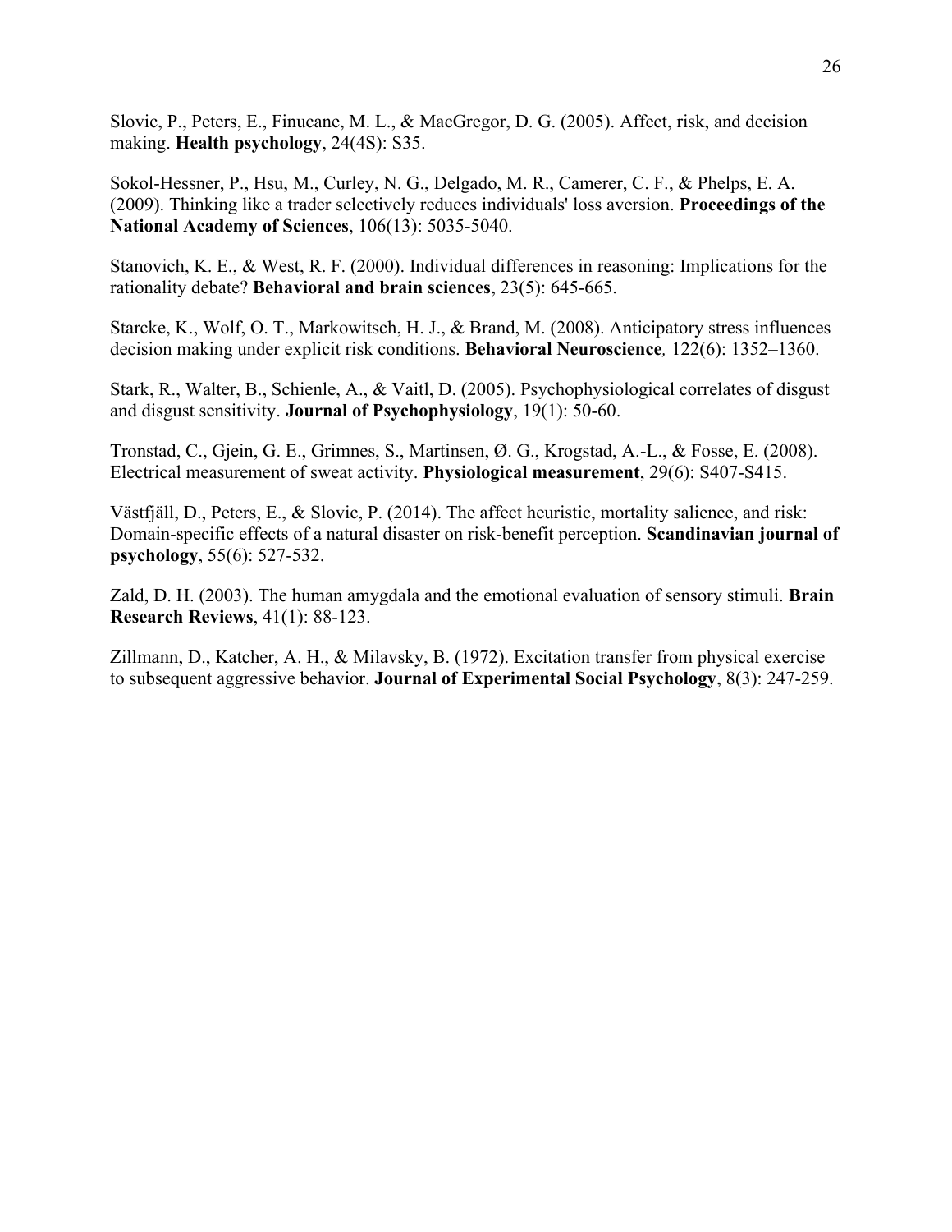Slovic, P., Peters, E., Finucane, M. L., & MacGregor, D. G. (2005). Affect, risk, and decision making. **Health psychology**, 24(4S): S35.

Sokol-Hessner, P., Hsu, M., Curley, N. G., Delgado, M. R., Camerer, C. F., & Phelps, E. A. (2009). Thinking like a trader selectively reduces individuals' loss aversion. **Proceedings of the National Academy of Sciences**, 106(13): 5035-5040.

Stanovich, K. E., & West, R. F. (2000). Individual differences in reasoning: Implications for the rationality debate? **Behavioral and brain sciences**, 23(5): 645-665.

Starcke, K., Wolf, O. T., Markowitsch, H. J., & Brand, M. (2008). Anticipatory stress influences decision making under explicit risk conditions. **Behavioral Neuroscience***,* 122(6): 1352–1360.

Stark, R., Walter, B., Schienle, A., & Vaitl, D. (2005). Psychophysiological correlates of disgust and disgust sensitivity. **Journal of Psychophysiology**, 19(1): 50-60.

Tronstad, C., Gjein, G. E., Grimnes, S., Martinsen, Ø. G., Krogstad, A.-L., & Fosse, E. (2008). Electrical measurement of sweat activity. **Physiological measurement**, 29(6): S407-S415.

Västfjäll, D., Peters, E., & Slovic, P. (2014). The affect heuristic, mortality salience, and risk: Domain-specific effects of a natural disaster on risk-benefit perception. **Scandinavian journal of psychology**, 55(6): 527-532.

Zald, D. H. (2003). The human amygdala and the emotional evaluation of sensory stimuli. **Brain Research Reviews**, 41(1): 88-123.

Zillmann, D., Katcher, A. H., & Milavsky, B. (1972). Excitation transfer from physical exercise to subsequent aggressive behavior. **Journal of Experimental Social Psychology**, 8(3): 247-259.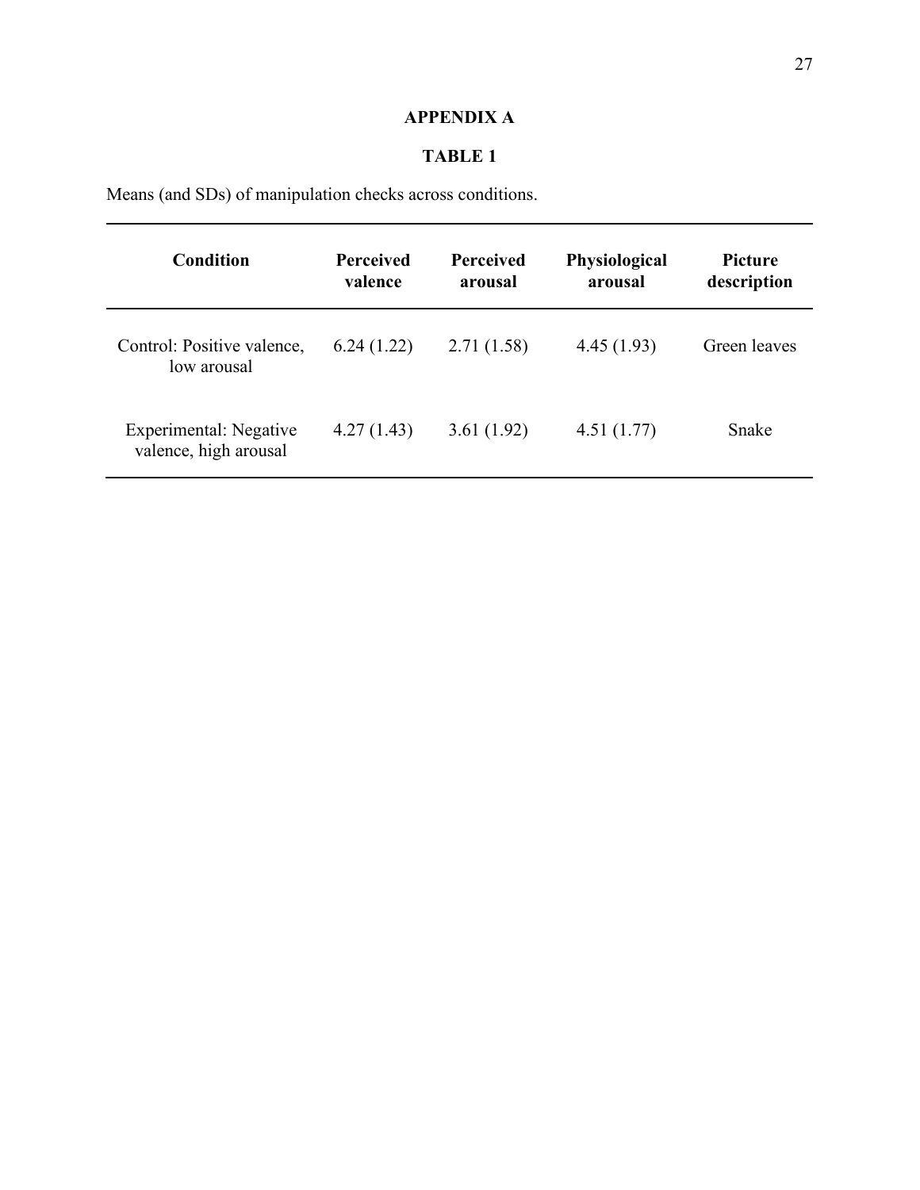# APPENDIX A

## TABLE 1

Means (and SDs) of manipulation checks across conditions.

| Condition | Perceived valence | Perceived arousal | Physiological arousal | Picture description |
|---|---|---|---|---|
| Control: Positive valence, low arousal | 6.24 (1.22) | 2.71 (1.58) | 4.45 (1.93) | Green leaves |
| Experimental: Negative valence, high arousal | 4.27 (1.43) | 3.61 (1.92) | 4.51 (1.77) | Snake |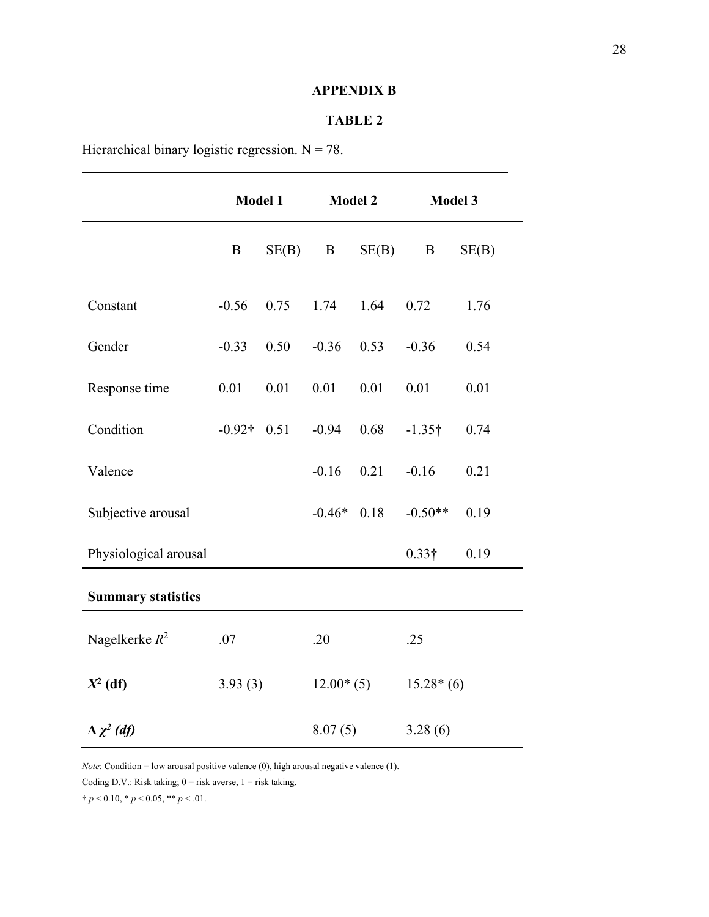## APPENDIX B

## TABLE 2

Hierarchical binary logistic regression. N = 78.

| | **Model 1** | | **Model 2** | | **Model 3** | |
|---|---|---|---|---|---|---|
| | B | SE(B) | B | SE(B) | B | SE(B) |
| Constant | -0.56 | 0.75 | 1.74 | 1.64 | 0.72 | 1.76 |
| Gender | -0.33 | 0.50 | -0.36 | 0.53 | -0.36 | 0.54 |
| Response time | 0.01 | 0.01 | 0.01 | 0.01 | 0.01 | 0.01 |
| Condition | -0.92† | 0.51 | -0.94 | 0.68 | -1.35† | 0.74 |
| Valence | | | -0.16 | 0.21 | -0.16 | 0.21 |
| Subjective arousal | | | -0.46* | 0.18 | -0.50** | 0.19 |
| Physiological arousal | | | | | 0.33† | 0.19 |
| **Summary statistics** | | | | | | |
| Nagelkerke $R^2$ | .07 | | .20 | | .25 | |
| $\boldsymbol{X^2}$ **(df)** | 3.93 (3) | | 12.00* (5) | | 15.28* (6) | |
| $\boldsymbol{\Delta \chi^2}$ ***(df)*** | | | 8.07 (5) | | 3.28 (6) | |

*Note*: Condition = low arousal positive valence (0), high arousal negative valence (1).

Coding D.V.: Risk taking; 0 = risk averse, 1 = risk taking.

† $p < 0.10$, * $p < 0.05$, ** $p < .01$.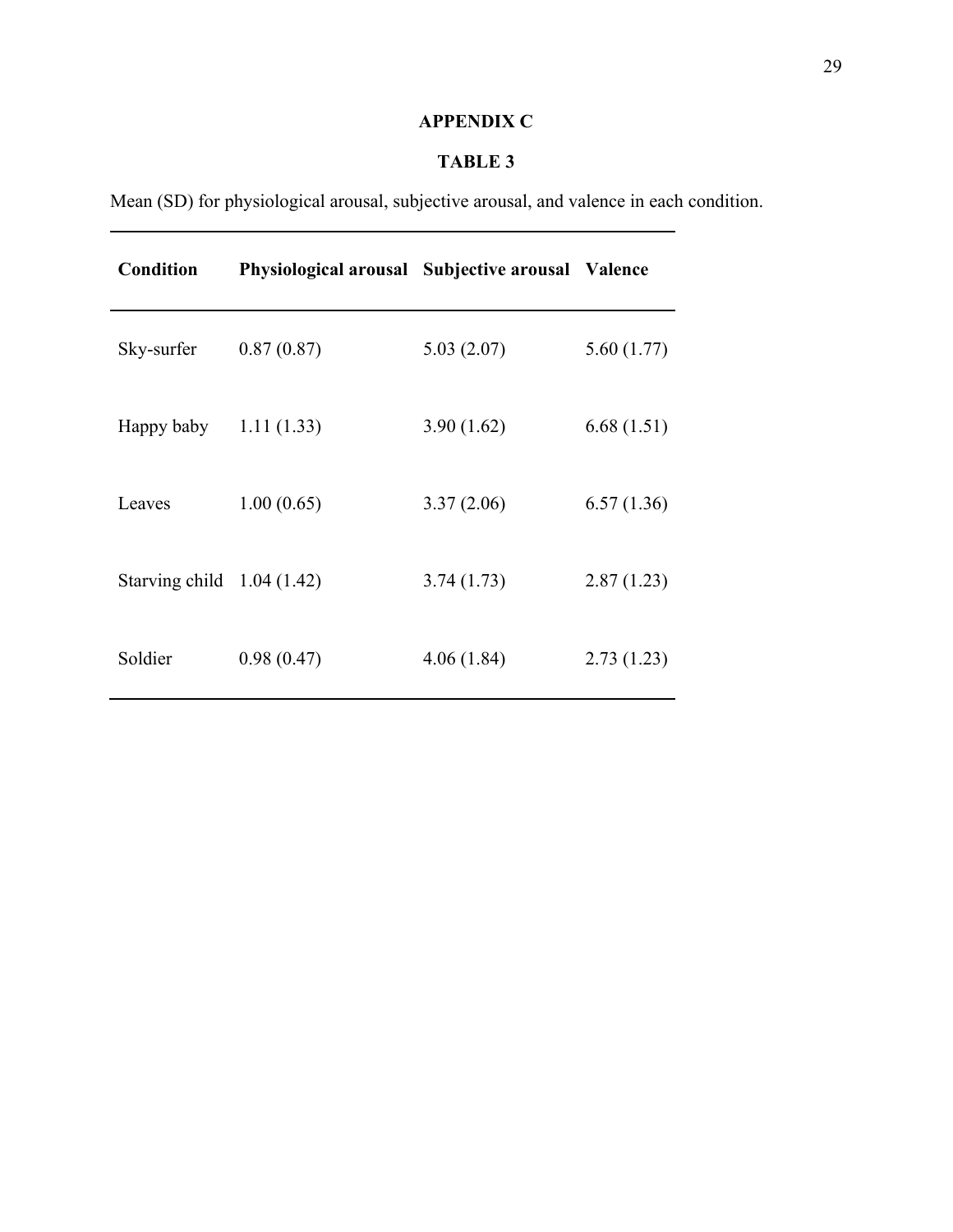# APPENDIX C

## TABLE 3

Mean (SD) for physiological arousal, subjective arousal, and valence in each condition.

| Condition | Physiological arousal | Subjective arousal | Valence |
|---|---|---|---|
| Sky-surfer | 0.87 (0.87) | 5.03 (2.07) | 5.60 (1.77) |
| Happy baby | 1.11 (1.33) | 3.90 (1.62) | 6.68 (1.51) |
| Leaves | 1.00 (0.65) | 3.37 (2.06) | 6.57 (1.36) |
| Starving child | 1.04 (1.42) | 3.74 (1.73) | 2.87 (1.23) |
| Soldier | 0.98 (0.47) | 4.06 (1.84) | 2.73 (1.23) |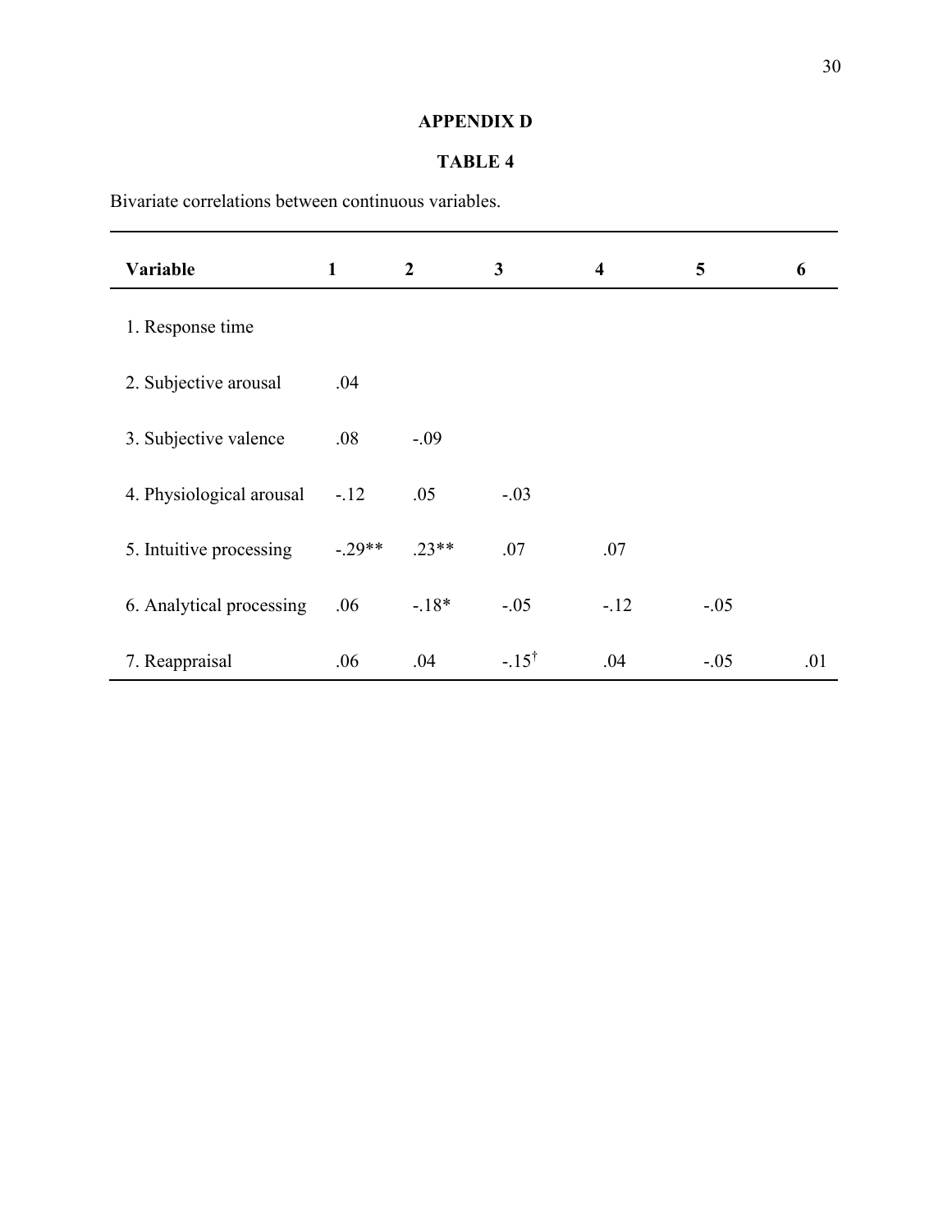**APPENDIX D**

**TABLE 4**

Bivariate correlations between continuous variables.

| Variable | 1 | 2 | 3 | 4 | 5 | 6 |
|---|---|---|---|---|---|---|
| 1. Response time | | | | | | |
| 2. Subjective arousal | .04 | | | | | |
| 3. Subjective valence | .08 | -.09 | | | | |
| 4. Physiological arousal | -.12 | .05 | -.03 | | | |
| 5. Intuitive processing | -.29** | .23** | .07 | .07 | | |
| 6. Analytical processing | .06 | -.18* | -.05 | -.12 | -.05 | |
| 7. Reappraisal | .06 | .04 | -.15[†] | .04 | -.05 | .01 |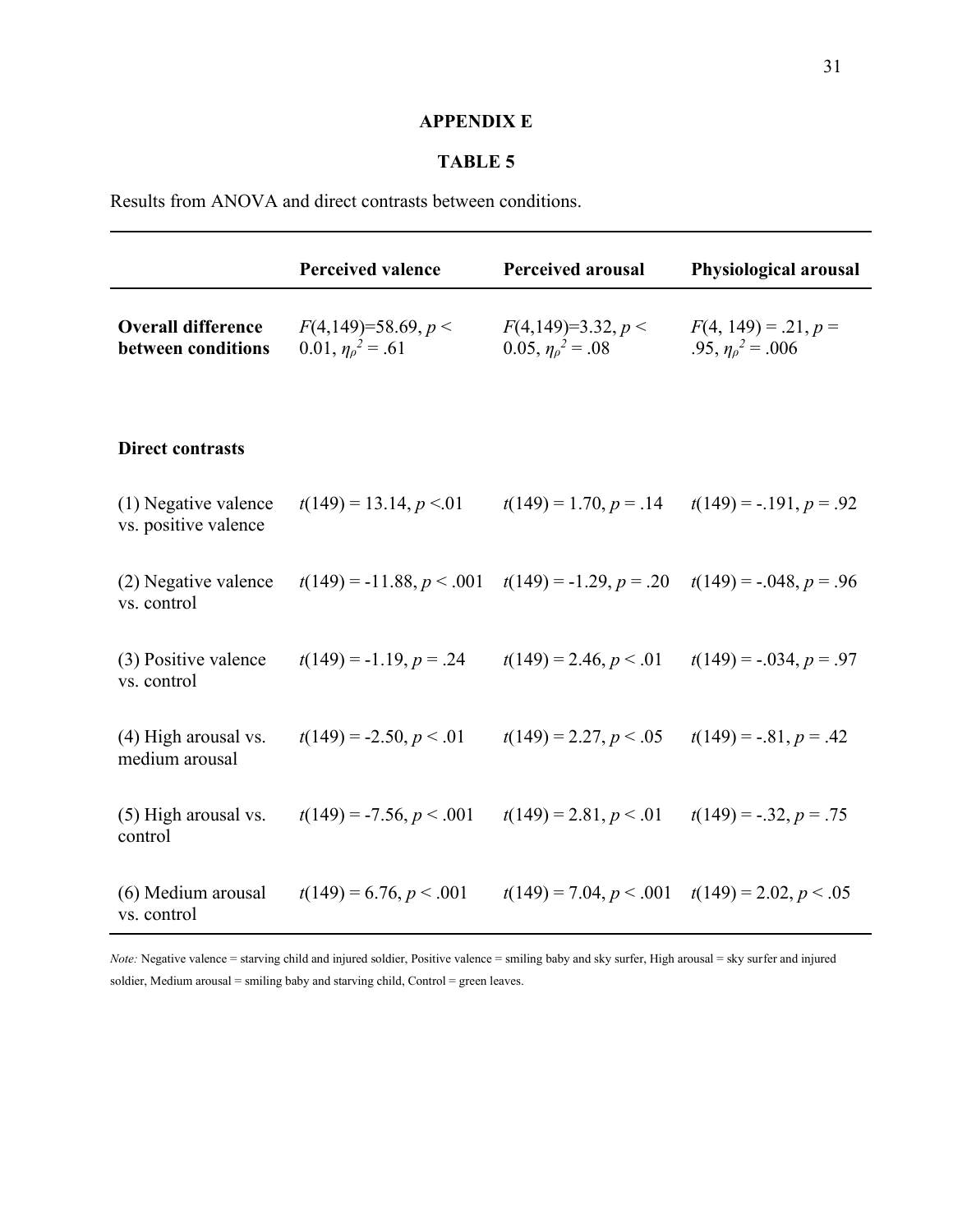## APPENDIX E

## TABLE 5

Results from ANOVA and direct contrasts between conditions.

| | **Perceived valence** | **Perceived arousal** | **Physiological arousal** |
|---|---|---|---|
| **Overall difference between conditions** | $F(4,149)=58.69$, $p < 0.01$, $\eta_\rho^2 = .61$ | $F(4,149)=3.32$, $p < 0.05$, $\eta_\rho^2 = .08$ | $F(4, 149) = .21$, $p = .95$, $\eta_\rho^2 = .006$ |
| **Direct contrasts** | | | |
| (1) Negative valence vs. positive valence | $t(149) = 13.14$, $p <.01$ | $t(149) = 1.70$, $p = .14$ | $t(149) = -.191$, $p = .92$ |
| (2) Negative valence vs. control | $t(149) = -11.88$, $p < .001$ | $t(149) = -1.29$, $p = .20$ | $t(149) = -.048$, $p = .96$ |
| (3) Positive valence vs. control | $t(149) = -1.19$, $p = .24$ | $t(149) = 2.46$, $p < .01$ | $t(149) = -.034$, $p = .97$ |
| (4) High arousal vs. medium arousal | $t(149) = -2.50$, $p < .01$ | $t(149) = 2.27$, $p < .05$ | $t(149) = -.81$, $p = .42$ |
| (5) High arousal vs. control | $t(149) = -7.56$, $p < .001$ | $t(149) = 2.81$, $p < .01$ | $t(149) = -.32$, $p = .75$ |
| (6) Medium arousal vs. control | $t(149) = 6.76$, $p < .001$ | $t(149) = 7.04$, $p < .001$ | $t(149) = 2.02$, $p < .05$ |

*Note:* Negative valence = starving child and injured soldier, Positive valence = smiling baby and sky surfer, High arousal = sky surfer and injured soldier, Medium arousal = smiling baby and starving child, Control = green leaves.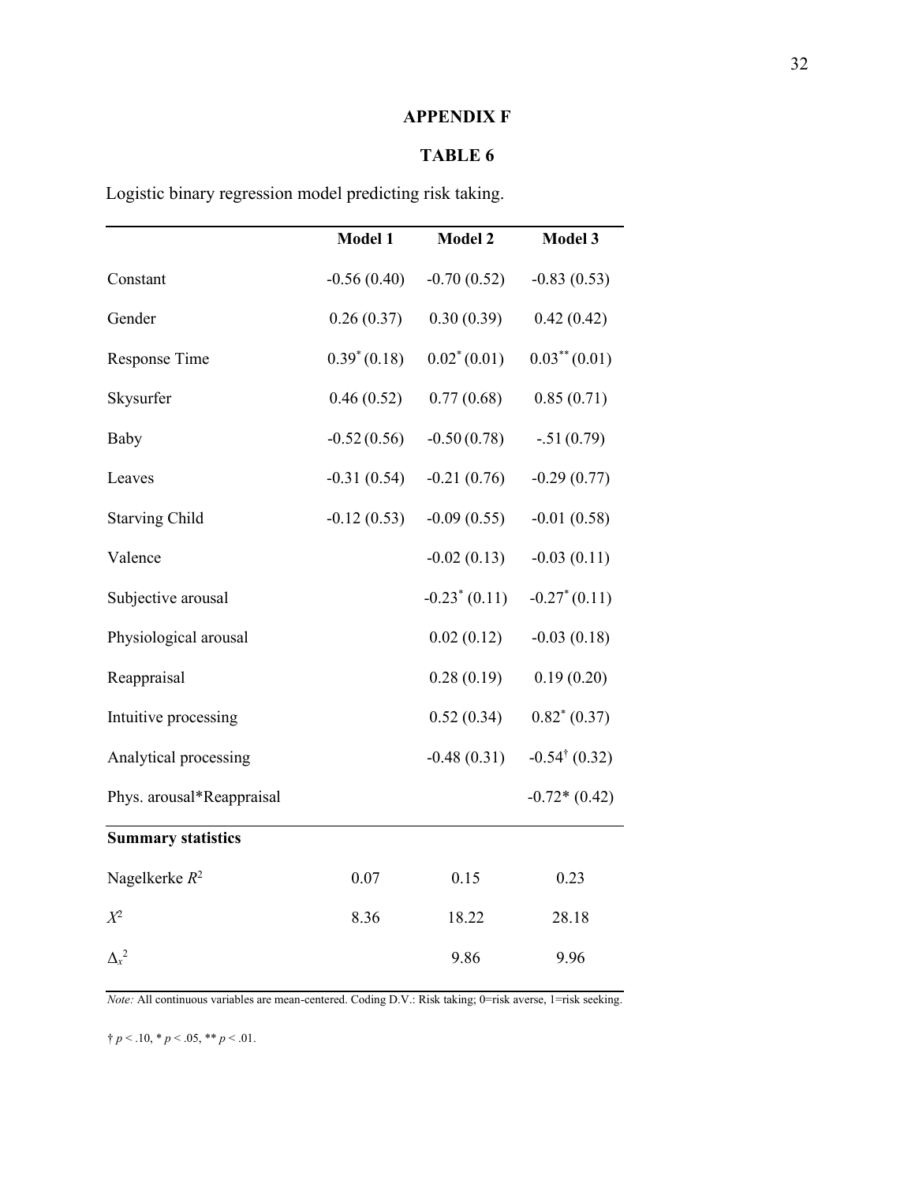## APPENDIX F

## TABLE 6

Logistic binary regression model predicting risk taking.

| | **Model 1** | **Model 2** | **Model 3** |
|---|---|---|---|
| Constant | -0.56 (0.40) | -0.70 (0.52) | -0.83 (0.53) |
| Gender | 0.26 (0.37) | 0.30 (0.39) | 0.42 (0.42) |
| Response Time | $0.39^{*}$ (0.18) | $0.02^{*}$ (0.01) | $0.03^{**}$ (0.01) |
| Skysurfer | 0.46 (0.52) | 0.77 (0.68) | 0.85 (0.71) |
| Baby | -0.52 (0.56) | -0.50 (0.78) | -.51 (0.79) |
| Leaves | -0.31 (0.54) | -0.21 (0.76) | -0.29 (0.77) |
| Starving Child | -0.12 (0.53) | -0.09 (0.55) | -0.01 (0.58) |
| Valence | | -0.02 (0.13) | -0.03 (0.11) |
| Subjective arousal | | $-0.23^{*}$ (0.11) | $-0.27^{*}$ (0.11) |
| Physiological arousal | | 0.02 (0.12) | -0.03 (0.18) |
| Reappraisal | | 0.28 (0.19) | 0.19 (0.20) |
| Intuitive processing | | 0.52 (0.34) | $0.82^{*}$ (0.37) |
| Analytical processing | | -0.48 (0.31) | $-0.54^{\dagger}$ (0.32) |
| Phys. arousal*Reappraisal | | | -0.72* (0.42) |
| **Summary statistics** | | | |
| Nagelkerke $R^2$ | 0.07 | 0.15 | 0.23 |
| $X^2$ | 8.36 | 18.22 | 28.18 |
| $\Delta_x^2$ | | 9.86 | 9.96 |

*Note:* All continuous variables are mean-centered. Coding D.V.: Risk taking; 0=risk averse, 1=risk seeking.

$\dagger$ $p < .10$, * $p < .05$, ** $p < .01$.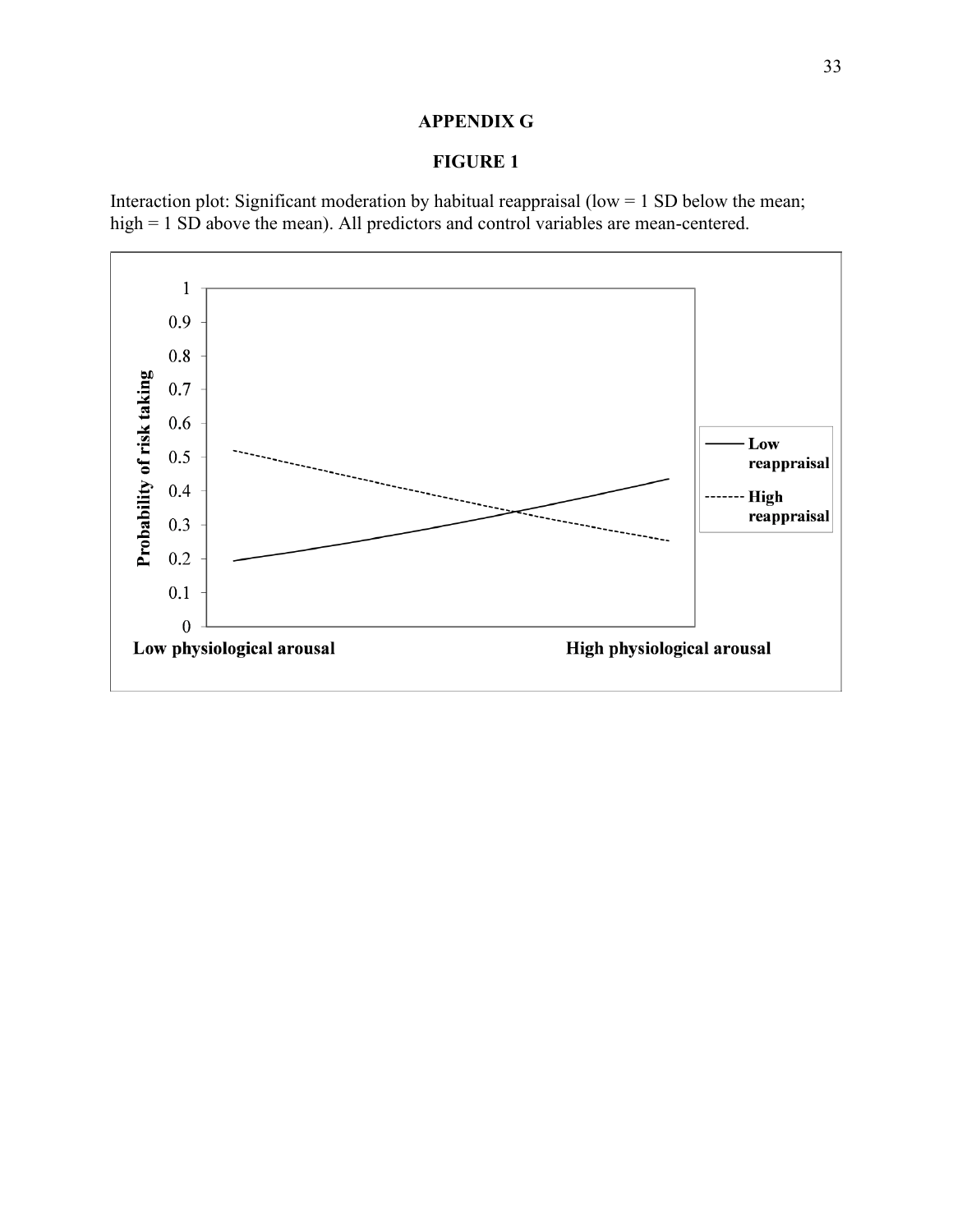## APPENDIX G

## FIGURE 1

Interaction plot: Significant moderation by habitual reappraisal (low = 1 SD below the mean; high = 1 SD above the mean). All predictors and control variables are mean-centered.

Probability of risk taking

1
0.9
0.8
0.7
0.6
0.5
0.4
0.3
0.2
0.1
0

Low physiological arousal

High physiological arousal

Low reappraisal

High reappraisal